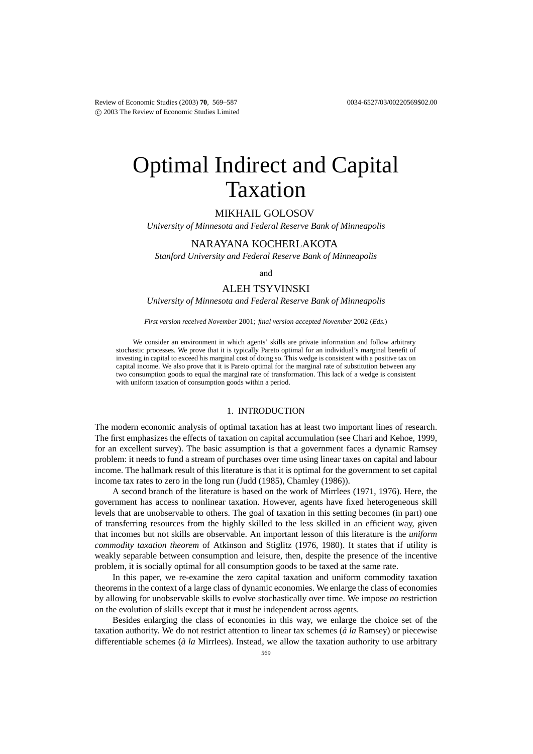# Optimal Indirect and Capital Taxation

MIKHAIL GOLOSOV

*University of Minnesota and Federal Reserve Bank of Minneapolis*

NARAYANA KOCHERLAKOTA

*Stanford University and Federal Reserve Bank of Minneapolis*

and

ALEH TSYVINSKI

*University of Minnesota and Federal Reserve Bank of Minneapolis*

*First version received November* 2001; *final version accepted November* 2002 (*Eds.*)

We consider an environment in which agents' skills are private information and follow arbitrary stochastic processes. We prove that it is typically Pareto optimal for an individual's marginal benefit of investing in capital to exceed his marginal cost of doing so. This wedge is consistent with a positive tax on capital income. We also prove that it is Pareto optimal for the marginal rate of substitution between any two consumption goods to equal the marginal rate of transformation. This lack of a wedge is consistent with uniform taxation of consumption goods within a period.

## 1. INTRODUCTION

The modern economic analysis of optimal taxation has at least two important lines of research. The first emphasizes the effects of taxation on capital accumulation (see Chari and Kehoe, 1999, for an excellent survey). The basic assumption is that a government faces a dynamic Ramsey problem: it needs to fund a stream of purchases over time using linear taxes on capital and labour income. The hallmark result of this literature is that it is optimal for the government to set capital income tax rates to zero in the long run (Judd (1985), Chamley (1986)).

A second branch of the literature is based on the work of Mirrlees (1971, 1976). Here, the government has access to nonlinear taxation. However, agents have fixed heterogeneous skill levels that are unobservable to others. The goal of taxation in this setting becomes (in part) one of transferring resources from the highly skilled to the less skilled in an efficient way, given that incomes but not skills are observable. An important lesson of this literature is the *uniform commodity taxation theorem* of Atkinson and Stiglitz (1976, 1980). It states that if utility is weakly separable between consumption and leisure, then, despite the presence of the incentive problem, it is socially optimal for all consumption goods to be taxed at the same rate.

In this paper, we re-examine the zero capital taxation and uniform commodity taxation theorems in the context of a large class of dynamic economies. We enlarge the class of economies by allowing for unobservable skills to evolve stochastically over time. We impose *no* restriction on the evolution of skills except that it must be independent across agents.

Besides enlarging the class of economies in this way, we enlarge the choice set of the taxation authority. We do not restrict attention to linear tax schemes (*à la* Ramsey) or piecewise differentiable schemes (*à la* Mirrlees). Instead, we allow the taxation authority to use arbitrary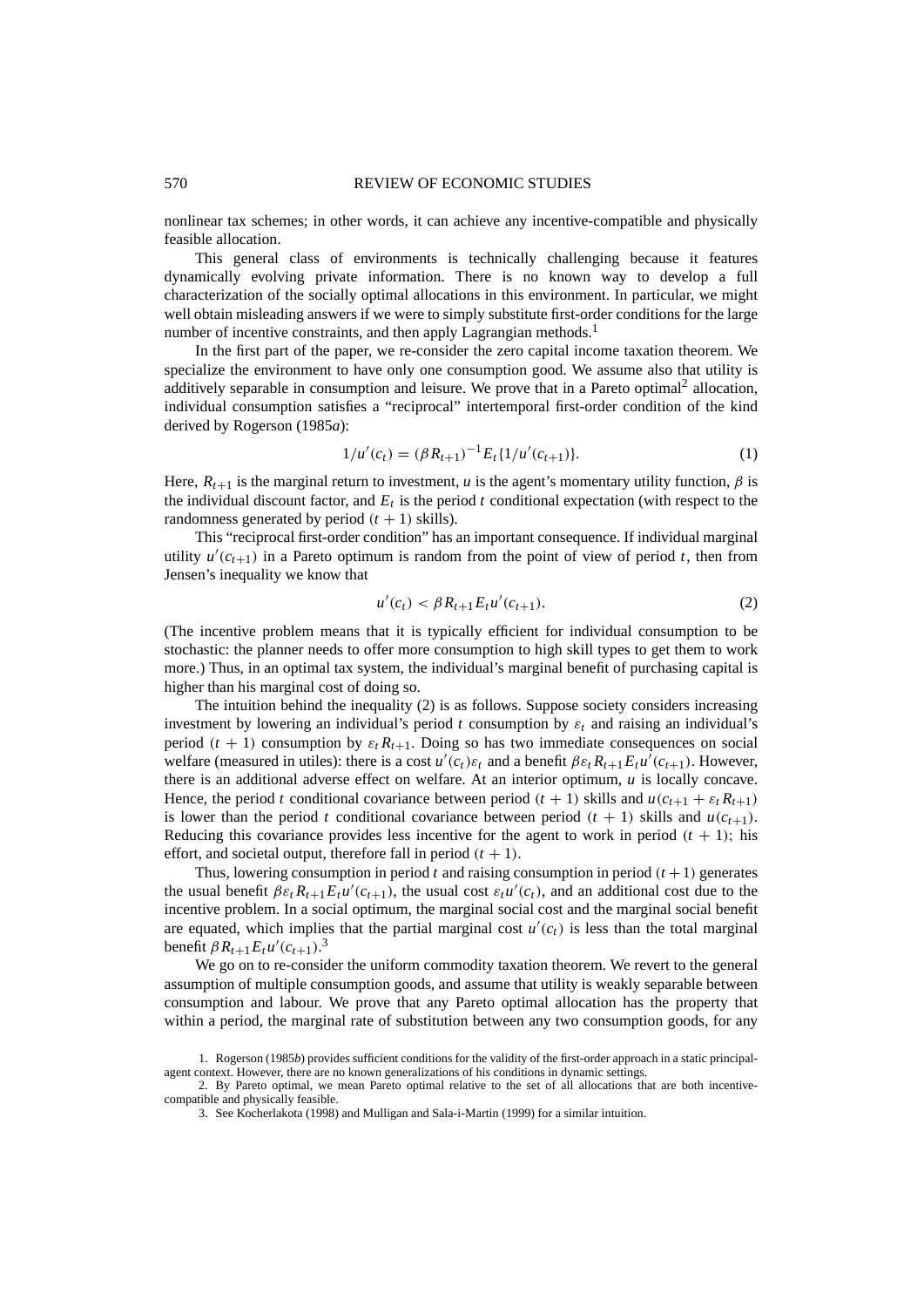nonlinear tax schemes; in other words, it can achieve any incentive-compatible and physically feasible allocation.

This general class of environments is technically challenging because it features dynamically evolving private information. There is no known way to develop a full characterization of the socially optimal allocations in this environment. In particular, we might well obtain misleading answers if we were to simply substitute first-order conditions for the large number of incentive constraints, and then apply Lagrangian methods.[1]

In the first part of the paper, we re-consider the zero capital income taxation theorem. We specialize the environment to have only one consumption good. We assume also that utility is additively separable in consumption and leisure. We prove that in a Pareto optimal[2] allocation, individual consumption satisfies a "reciprocal" intertemporal first-order condition of the kind derived by Rogerson (1985*a*):

$$1/u'(c_t) = (\beta R_{t+1})^{-1} E_t\{1/u'(c_{t+1})\}. \tag{1}$$

Here, $R_{t+1}$ is the marginal return to investment, $u$ is the agent's momentary utility function, $\beta$ is the individual discount factor, and $E_t$ is the period $t$ conditional expectation (with respect to the randomness generated by period $(t+1)$ skills).

This "reciprocal first-order condition" has an important consequence. If individual marginal utility $u'(c_{t+1})$ in a Pareto optimum is random from the point of view of period $t$, then from Jensen's inequality we know that

$$u'(c_t) < \beta R_{t+1} E_t u'(c_{t+1}). \tag{2}$$

(The incentive problem means that it is typically efficient for individual consumption to be stochastic: the planner needs to offer more consumption to high skill types to get them to work more.) Thus, in an optimal tax system, the individual's marginal benefit of purchasing capital is higher than his marginal cost of doing so.

The intuition behind the inequality (2) is as follows. Suppose society considers increasing investment by lowering an individual's period $t$ consumption by $\varepsilon_t$ and raising an individual's period $(t+1)$ consumption by $\varepsilon_t R_{t+1}$. Doing so has two immediate consequences on social welfare (measured in utiles): there is a cost $u'(c_t)\varepsilon_t$ and a benefit $\beta\varepsilon_t R_{t+1} E_t u'(c_{t+1})$. However, there is an additional adverse effect on welfare. At an interior optimum, $u$ is locally concave. Hence, the period $t$ conditional covariance between period $(t+1)$ skills and $u(c_{t+1} + \varepsilon_t R_{t+1})$ is lower than the period $t$ conditional covariance between period $(t+1)$ skills and $u(c_{t+1})$. Reducing this covariance provides less incentive for the agent to work in period $(t+1)$; his effort, and societal output, therefore fall in period $(t+1)$.

Thus, lowering consumption in period $t$ and raising consumption in period $(t+1)$ generates the usual benefit $\beta\varepsilon_t R_{t+1} E_t u'(c_{t+1})$, the usual cost $\varepsilon_t u'(c_t)$, and an additional cost due to the incentive problem. In a social optimum, the marginal social cost and the marginal social benefit are equated, which implies that the partial marginal cost $u'(c_t)$ is less than the total marginal benefit $\beta R_{t+1} E_t u'(c_{t+1})$.[3]

We go on to re-consider the uniform commodity taxation theorem. We revert to the general assumption of multiple consumption goods, and assume that utility is weakly separable between consumption and labour. We prove that any Pareto optimal allocation has the property that within a period, the marginal rate of substitution between any two consumption goods, for any

1. Rogerson (1985*b*) provides sufficient conditions for the validity of the first-order approach in a static principal-agent context. However, there are no known generalizations of his conditions in dynamic settings.

2. By Pareto optimal, we mean Pareto optimal relative to the set of all allocations that are both incentive-compatible and physically feasible.

3. See Kocherlakota (1998) and Mulligan and Sala-i-Martin (1999) for a similar intuition.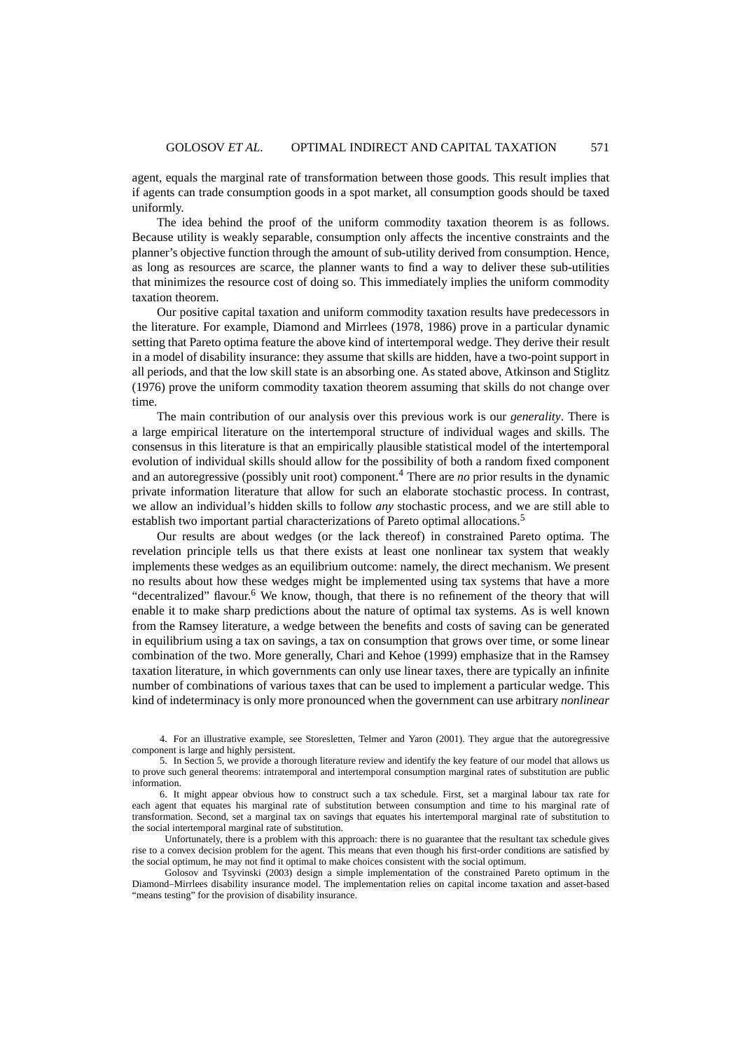agent, equals the marginal rate of transformation between those goods. This result implies that if agents can trade consumption goods in a spot market, all consumption goods should be taxed uniformly.

The idea behind the proof of the uniform commodity taxation theorem is as follows. Because utility is weakly separable, consumption only affects the incentive constraints and the planner's objective function through the amount of sub-utility derived from consumption. Hence, as long as resources are scarce, the planner wants to find a way to deliver these sub-utilities that minimizes the resource cost of doing so. This immediately implies the uniform commodity taxation theorem.

Our positive capital taxation and uniform commodity taxation results have predecessors in the literature. For example, Diamond and Mirrlees (1978, 1986) prove in a particular dynamic setting that Pareto optima feature the above kind of intertemporal wedge. They derive their result in a model of disability insurance: they assume that skills are hidden, have a two-point support in all periods, and that the low skill state is an absorbing one. As stated above, Atkinson and Stiglitz (1976) prove the uniform commodity taxation theorem assuming that skills do not change over time.

The main contribution of our analysis over this previous work is our *generality*. There is a large empirical literature on the intertemporal structure of individual wages and skills. The consensus in this literature is that an empirically plausible statistical model of the intertemporal evolution of individual skills should allow for the possibility of both a random fixed component and an autoregressive (possibly unit root) component.[4] There are *no* prior results in the dynamic private information literature that allow for such an elaborate stochastic process. In contrast, we allow an individual's hidden skills to follow *any* stochastic process, and we are still able to establish two important partial characterizations of Pareto optimal allocations.[5]

Our results are about wedges (or the lack thereof) in constrained Pareto optima. The revelation principle tells us that there exists at least one nonlinear tax system that weakly implements these wedges as an equilibrium outcome: namely, the direct mechanism. We present no results about how these wedges might be implemented using tax systems that have a more "decentralized" flavour.[6] We know, though, that there is no refinement of the theory that will enable it to make sharp predictions about the nature of optimal tax systems. As is well known from the Ramsey literature, a wedge between the benefits and costs of saving can be generated in equilibrium using a tax on savings, a tax on consumption that grows over time, or some linear combination of the two. More generally, Chari and Kehoe (1999) emphasize that in the Ramsey taxation literature, in which governments can only use linear taxes, there are typically an infinite number of combinations of various taxes that can be used to implement a particular wedge. This kind of indeterminacy is only more pronounced when the government can use arbitrary *nonlinear*

4. For an illustrative example, see Storesletten, Telmer and Yaron (2001). They argue that the autoregressive component is large and highly persistent.

5. In Section 5, we provide a thorough literature review and identify the key feature of our model that allows us to prove such general theorems: intratemporal and intertemporal consumption marginal rates of substitution are public information.

6. It might appear obvious how to construct such a tax schedule. First, set a marginal labour tax rate for each agent that equates his marginal rate of substitution between consumption and time to his marginal rate of transformation. Second, set a marginal tax on savings that equates his intertemporal marginal rate of substitution to the social intertemporal marginal rate of substitution.

Unfortunately, there is a problem with this approach: there is no guarantee that the resultant tax schedule gives rise to a convex decision problem for the agent. This means that even though his first-order conditions are satisfied by the social optimum, he may not find it optimal to make choices consistent with the social optimum.

Golosov and Tsyvinski (2003) design a simple implementation of the constrained Pareto optimum in the Diamond–Mirrlees disability insurance model. The implementation relies on capital income taxation and asset-based "means testing" for the provision of disability insurance.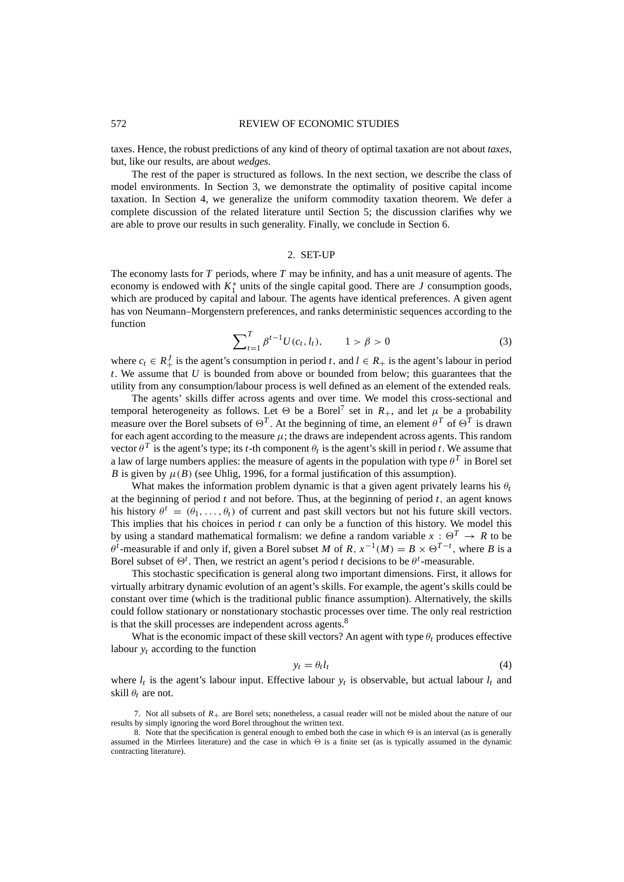taxes. Hence, the robust predictions of any kind of theory of optimal taxation are not about *taxes*, but, like our results, are about *wedges*.

The rest of the paper is structured as follows. In the next section, we describe the class of model environments. In Section 3, we demonstrate the optimality of positive capital income taxation. In Section 4, we generalize the uniform commodity taxation theorem. We defer a complete discussion of the related literature until Section 5; the discussion clarifies why we are able to prove our results in such generality. Finally, we conclude in Section 6.

## 2. SET-UP

The economy lasts for $T$ periods, where $T$ may be infinity, and has a unit measure of agents. The economy is endowed with $K_1^*$ units of the single capital good. There are $J$ consumption goods, which are produced by capital and labour. The agents have identical preferences. A given agent has von Neumann–Morgenstern preferences, and ranks deterministic sequences according to the function

$$\sum\nolimits_{t=1}^{T} \beta^{t-1} U(c_t, l_t), \qquad 1 > \beta > 0 \tag{3}$$

where $c_t \in R_+^J$ is the agent's consumption in period $t$, and $l \in R_+$ is the agent's labour in period $t$. We assume that $U$ is bounded from above or bounded from below; this guarantees that the utility from any consumption/labour process is well defined as an element of the extended reals.

The agents' skills differ across agents and over time. We model this cross-sectional and temporal heterogeneity as follows. Let $\Theta$ be a Borel[7] set in $R_+$, and let $\mu$ be a probability measure over the Borel subsets of $\Theta^T$. At the beginning of time, an element $\theta^T$ of $\Theta^T$ is drawn for each agent according to the measure $\mu$; the draws are independent across agents. This random vector $\theta^T$ is the agent's type; its $t$-th component $\theta_t$ is the agent's skill in period $t$. We assume that a law of large numbers applies: the measure of agents in the population with type $\theta^T$ in Borel set $B$ is given by $\mu(B)$ (see Uhlig, 1996, for a formal justification of this assumption).

What makes the information problem dynamic is that a given agent privately learns his $\theta_t$ at the beginning of period $t$ and not before. Thus, at the beginning of period $t$, an agent knows his history $\theta^t = (\theta_1, \ldots, \theta_t)$ of current and past skill vectors but not his future skill vectors. This implies that his choices in period $t$ can only be a function of this history. We model this by using a standard mathematical formalism: we define a random variable $x : \Theta^T \to R$ to be $\theta^t$-measurable if and only if, given a Borel subset $M$ of $R$, $x^{-1}(M) = B \times \Theta^{T-t}$, where $B$ is a Borel subset of $\Theta^t$. Then, we restrict an agent's period $t$ decisions to be $\theta^t$-measurable.

This stochastic specification is general along two important dimensions. First, it allows for virtually arbitrary dynamic evolution of an agent's skills. For example, the agent's skills could be constant over time (which is the traditional public finance assumption). Alternatively, the skills could follow stationary or nonstationary stochastic processes over time. The only real restriction is that the skill processes are independent across agents.[8]

What is the economic impact of these skill vectors? An agent with type $\theta_t$ produces effective labour $y_t$ according to the function

$$y_t = \theta_t l_t \tag{4}$$

where $l_t$ is the agent's labour input. Effective labour $y_t$ is observable, but actual labour $l_t$ and skill $\theta_t$ are not.

7. Not all subsets of $R_+$ are Borel sets; nonetheless, a casual reader will not be misled about the nature of our results by simply ignoring the word Borel throughout the written text.

8. Note that the specification is general enough to embed both the case in which $\Theta$ is an interval (as is generally assumed in the Mirrlees literature) and the case in which $\Theta$ is a finite set (as is typically assumed in the dynamic contracting literature).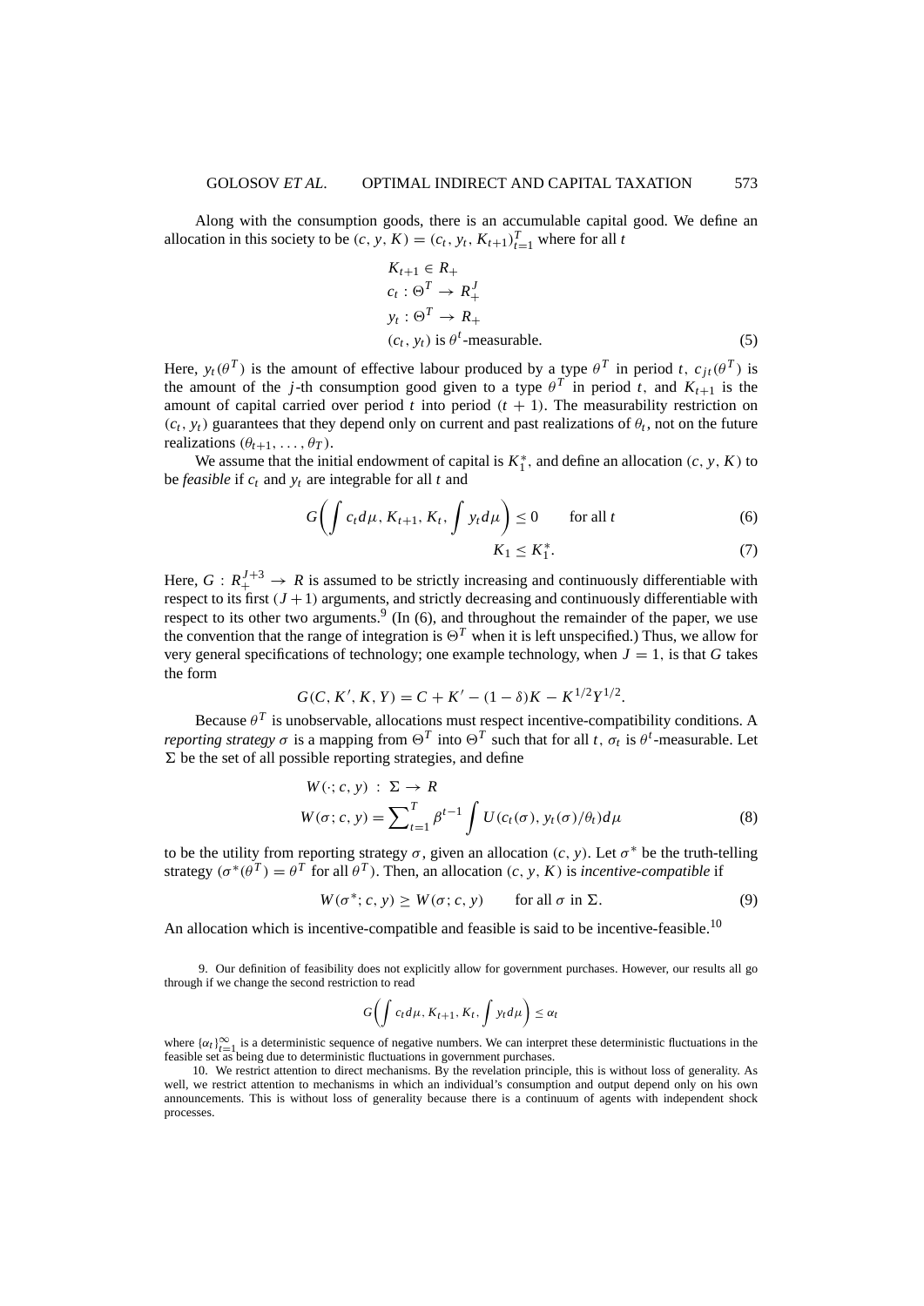Along with the consumption goods, there is an accumulable capital good. We define an allocation in this society to be $(c, y, K) = (c_t, y_t, K_{t+1})_{t=1}^T$ where for all $t$

$$
\begin{aligned}
& K_{t+1} \in R_+ \\
& c_t : \Theta^T \to R_+^J \\
& y_t : \Theta^T \to R_+ \\
& (c_t, y_t) \text{ is } \theta^t\text{-measurable.}
\end{aligned} \tag{5}
$$

Here, $y_t(\theta^T)$ is the amount of effective labour produced by a type $\theta^T$ in period $t$, $c_{jt}(\theta^T)$ is the amount of the $j$-th consumption good given to a type $\theta^T$ in period $t$, and $K_{t+1}$ is the amount of capital carried over period $t$ into period $(t+1)$. The measurability restriction on $(c_t, y_t)$ guarantees that they depend only on current and past realizations of $\theta_t$, not on the future realizations $(\theta_{t+1}, \ldots, \theta_T)$.

We assume that the initial endowment of capital is $K_1^*$, and define an allocation $(c, y, K)$ to be *feasible* if $c_t$ and $y_t$ are integrable for all $t$ and

$$
G\left(\int c_t d\mu, K_{t+1}, K_t, \int y_t d\mu\right) \le 0 \qquad \text{for all } t \tag{6}
$$

$$
K_1 \le K_1^*. \tag{7}
$$

Here, $G : R_+^{J+3} \to R$ is assumed to be strictly increasing and continuously differentiable with respect to its first $(J+1)$ arguments, and strictly decreasing and continuously differentiable with respect to its other two arguments.[9] (In (6), and throughout the remainder of the paper, we use the convention that the range of integration is $\Theta^T$ when it is left unspecified.) Thus, we allow for very general specifications of technology; one example technology, when $J = 1$, is that $G$ takes the form

$$
G(C, K', K, Y) = C + K' - (1-\delta)K - K^{1/2}Y^{1/2}.
$$

Because $\theta^T$ is unobservable, allocations must respect incentive-compatibility conditions. A *reporting strategy* $\sigma$ is a mapping from $\Theta^T$ into $\Theta^T$ such that for all $t$, $\sigma_t$ is $\theta^t$-measurable. Let $\Sigma$ be the set of all possible reporting strategies, and define

$$
\begin{aligned}
& W(\cdot; c, y) \; : \; \Sigma \to R \\
& W(\sigma; c, y) = \sum_{t=1}^T \beta^{t-1} \int U(c_t(\sigma), y_t(\sigma)/\theta_t) d\mu
\end{aligned} \tag{8}
$$

to be the utility from reporting strategy $\sigma$, given an allocation $(c, y)$. Let $\sigma^*$ be the truth-telling strategy ($\sigma^*(\theta^T) = \theta^T$ for all $\theta^T$). Then, an allocation $(c, y, K)$ is *incentive-compatible* if

$$
W(\sigma^*; c, y) \ge W(\sigma; c, y) \qquad \text{for all } \sigma \text{ in } \Sigma. \tag{9}
$$

An allocation which is incentive-compatible and feasible is said to be incentive-feasible.[10]

9. Our definition of feasibility does not explicitly allow for government purchases. However, our results all go through if we change the second restriction to read

$$
G\left(\int c_t d\mu, K_{t+1}, K_t, \int y_t d\mu\right) \le \alpha_t
$$

where $\{\alpha_t\}_{t=1}^\infty$ is a deterministic sequence of negative numbers. We can interpret these deterministic fluctuations in the feasible set as being due to deterministic fluctuations in government purchases.

10. We restrict attention to direct mechanisms. By the revelation principle, this is without loss of generality. As well, we restrict attention to mechanisms in which an individual's consumption and output depend only on his own announcements. This is without loss of generality because there is a continuum of agents with independent shock processes.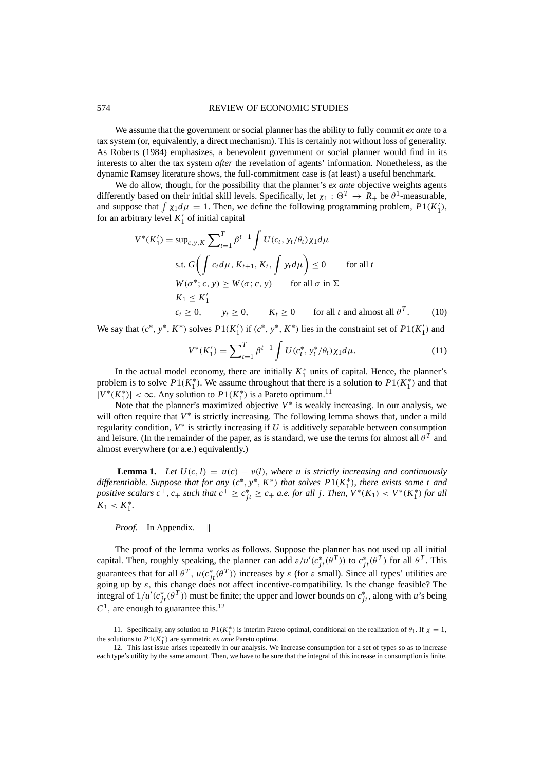We assume that the government or social planner has the ability to fully commit *ex ante* to a tax system (or, equivalently, a direct mechanism). This is certainly not without loss of generality. As Roberts (1984) emphasizes, a benevolent government or social planner would find in its interests to alter the tax system *after* the revelation of agents' information. Nonetheless, as the dynamic Ramsey literature shows, the full-commitment case is (at least) a useful benchmark.

We do allow, though, for the possibility that the planner's *ex ante* objective weights agents differently based on their initial skill levels. Specifically, let $\chi_1 : \Theta^T \to R_+$ be $\theta^1$-measurable, and suppose that $\int \chi_1 d\mu = 1$. Then, we define the following programming problem, $P1(K_1')$, for an arbitrary level $K_1'$ of initial capital

$$
\begin{aligned}
V^*(K_1') = \sup\nolimits_{c,y,K} & \sum\nolimits_{t=1}^{T} \beta^{t-1} \int U(c_t, y_t/\theta_t)\chi_1 d\mu \\
\text{s.t. } & G\left(\int c_t d\mu, K_{t+1}, K_t, \int y_t d\mu\right) \leq 0 \qquad \text{for all } t \\
& W(\sigma^*; c, y) \geq W(\sigma; c, y) \qquad \text{for all } \sigma \text{ in } \Sigma \\
& K_1 \leq K_1' \\
& c_t \geq 0, \qquad y_t \geq 0, \qquad K_t \geq 0 \qquad \text{for all } t \text{ and almost all } \theta^T. \qquad (10)
\end{aligned}
$$

We say that $(c^*, y^*, K^*)$ solves $P1(K_1')$ if $(c^*, y^*, K^*)$ lies in the constraint set of $P1(K_1')$ and

$$
V^*(K_1') = \sum\nolimits_{t=1}^{T} \beta^{t-1} \int U(c_t^*, y_t^*/\theta_t)\chi_1 d\mu. \qquad (11)
$$

In the actual model economy, there are initially $K_1^*$ units of capital. Hence, the planner's problem is to solve $P1(K_1^*)$. We assume throughout that there is a solution to $P1(K_1^*)$ and that $|V^*(K_1^*)| < \infty$. Any solution to $P1(K_1^*)$ is a Pareto optimum.[11]

Note that the planner's maximized objective $V^*$ is weakly increasing. In our analysis, we will often require that $V^*$ is strictly increasing. The following lemma shows that, under a mild regularity condition, $V^*$ is strictly increasing if $U$ is additively separable between consumption and leisure. (In the remainder of the paper, as is standard, we use the terms for almost all $\theta^T$ and almost everywhere (or a.e.) equivalently.)

**Lemma 1.** *Let $U(c, l) = u(c) - v(l)$, where $u$ is strictly increasing and continuously differentiable. Suppose that for any $(c^*, y^*, K^*)$ that solves $P1(K_1^*)$, there exists some $t$ and positive scalars $c^+, c_+$ such that $c^+ \geq c_{jt}^* \geq c_+$ a.e. for all $j$. Then, $V^*(K_1) < V^*(K_1^*)$ for all $K_1 < K_1^*$.*

*Proof.* In Appendix. ‖

The proof of the lemma works as follows. Suppose the planner has not used up all initial capital. Then, roughly speaking, the planner can add $\varepsilon/u'(c_{jt}^*(\theta^T))$ to $c_{jt}^*(\theta^T)$ for all $\theta^T$. This guarantees that for all $\theta^T$, $u(c_{jt}^*(\theta^T))$ increases by $\varepsilon$ (for $\varepsilon$ small). Since all types' utilities are going up by $\varepsilon$, this change does not affect incentive-compatibility. Is the change feasible? The integral of $1/u'(c_{jt}^*(\theta^T))$ must be finite; the upper and lower bounds on $c_{jt}^*$, along with $u$'s being $C^1$, are enough to guarantee this.[12]

11. Specifically, any solution to $P1(K_1^*)$ is interim Pareto optimal, conditional on the realization of $\theta_1$. If $\chi = 1$, the solutions to $P1(K_1^*)$ are symmetric *ex ante* Pareto optima.

12. This last issue arises repeatedly in our analysis. We increase consumption for a set of types so as to increase each type's utility by the same amount. Then, we have to be sure that the integral of this increase in consumption is finite.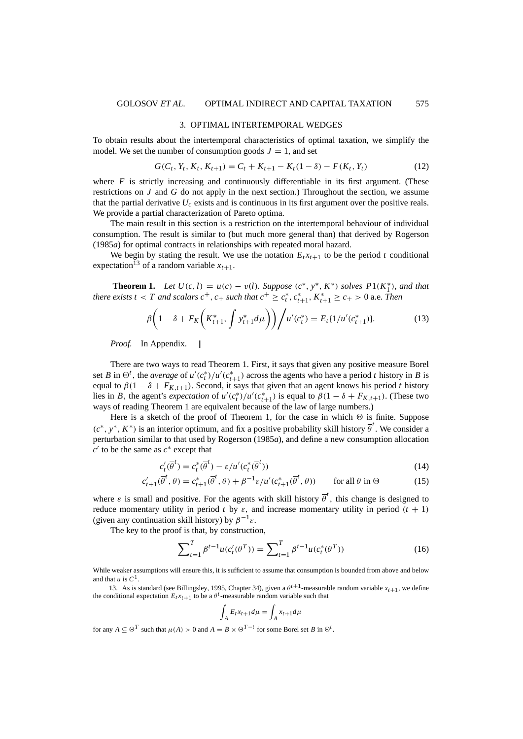## 3. OPTIMAL INTERTEMPORAL WEDGES

To obtain results about the intertemporal characteristics of optimal taxation, we simplify the model. We set the number of consumption goods $J = 1$, and set

$$G(C_t, Y_t, K_t, K_{t+1}) = C_t + K_{t+1} - K_t(1-\delta) - F(K_t, Y_t) \tag{12}$$

where $F$ is strictly increasing and continuously differentiable in its first argument. (These restrictions on $J$ and $G$ do not apply in the next section.) Throughout the section, we assume that the partial derivative $U_c$ exists and is continuous in its first argument over the positive reals. We provide a partial characterization of Pareto optima.

The main result in this section is a restriction on the intertemporal behaviour of individual consumption. The result is similar to (but much more general than) that derived by Rogerson (1985*a*) for optimal contracts in relationships with repeated moral hazard.

We begin by stating the result. We use the notation $E_t x_{t+1}$ to be the period $t$ conditional expectation[13] of a random variable $x_{t+1}$.

**Theorem 1.** *Let $U(c,l) = u(c) - v(l)$. Suppose $(c^*, y^*, K^*)$ solves $P1(K_1^*)$, and that there exists $t < T$ and scalars $c^+, c_+$ such that $c^+ \geq c_t^*, c_{t+1}^*, K_{t+1}^* \geq c_+ > 0$ a.e. Then*

$$\beta\left(1 - \delta + F_K\left(K_{t+1}^*, \int y_{t+1}^* d\mu\right)\right) \Big/ u'(c_t^*) = E_t\{1/u'(c_{t+1}^*)\}. \tag{13}$$

*Proof.* In Appendix. ‖

There are two ways to read Theorem 1. First, it says that given any positive measure Borel set $B$ in $\Theta^t$, the *average* of $u'(c_t^*)/u'(c_{t+1}^*)$ across the agents who have a period $t$ history in $B$ is equal to $\beta(1 - \delta + F_{K,t+1})$. Second, it says that given that an agent knows his period $t$ history lies in $B$, the agent's *expectation* of $u'(c_t^*)/u'(c_{t+1}^*)$ is equal to $\beta(1 - \delta + F_{K,t+1})$. (These two ways of reading Theorem 1 are equivalent because of the law of large numbers.)

Here is a sketch of the proof of Theorem 1, for the case in which $\Theta$ is finite. Suppose $(c^*, y^*, K^*)$ is an interior optimum, and fix a positive probability skill history $\overline{\theta}^t$. We consider a perturbation similar to that used by Rogerson (1985*a*), and define a new consumption allocation $c'$ to be the same as $c^*$ except that

$$c_t'(\overline{\theta}^t) = c_t^*(\overline{\theta}^t) - \varepsilon/u'(c_t^*(\overline{\theta}^t)) \tag{14}$$

$$c_{t+1}'(\overline{\theta}^t, \theta) = c_{t+1}^*(\overline{\theta}^t, \theta) + \beta^{-1}\varepsilon/u'(c_{t+1}^*(\overline{\theta}^t, \theta)) \qquad \text{for all } \theta \text{ in } \Theta \tag{15}$$

where $\varepsilon$ is small and positive. For the agents with skill history $\overline{\theta}^t$, this change is designed to reduce momentary utility in period $t$ by $\varepsilon$, and increase momentary utility in period $(t+1)$ (given any continuation skill history) by $\beta^{-1}\varepsilon$.

The key to the proof is that, by construction,

$$\sum\nolimits_{t=1}^{T} \beta^{t-1} u(c_t'(\theta^T)) = \sum\nolimits_{t=1}^{T} \beta^{t-1} u(c_t^*(\theta^T)) \tag{16}$$

While weaker assumptions will ensure this, it is sufficient to assume that consumption is bounded from above and below and that $u$ is $C^1$.

13. As is standard (see Billingsley, 1995, Chapter 34), given a $\theta^{t+1}$-measurable random variable $x_{t+1}$, we define the conditional expectation $E_t x_{t+1}$ to be a $\theta^t$-measurable random variable such that

$$\int_A E_t x_{t+1} d\mu = \int_A x_{t+1} d\mu$$

for any $A \subseteq \Theta^T$ such that $\mu(A) > 0$ and $A = B \times \Theta^{T-t}$ for some Borel set $B$ in $\Theta^t$.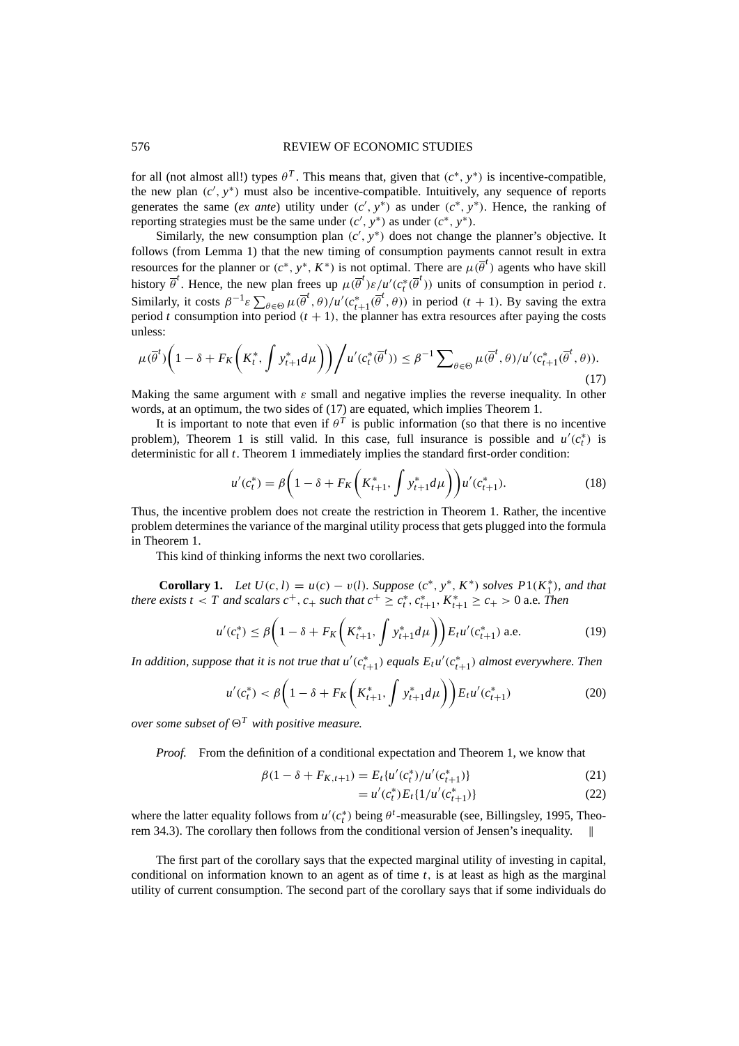for all (not almost all!) types $\theta^T$. This means that, given that $(c^*, y^*)$ is incentive-compatible, the new plan $(c', y^*)$ must also be incentive-compatible. Intuitively, any sequence of reports generates the same (*ex ante*) utility under $(c', y^*)$ as under $(c^*, y^*)$. Hence, the ranking of reporting strategies must be the same under $(c', y^*)$ as under $(c^*, y^*)$.

Similarly, the new consumption plan $(c', y^*)$ does not change the planner's objective. It follows (from Lemma 1) that the new timing of consumption payments cannot result in extra resources for the planner or $(c^*, y^*, K^*)$ is not optimal. There are $\mu(\overline{\theta}^t)$ agents who have skill history $\overline{\theta}^t$. Hence, the new plan frees up $\mu(\overline{\theta}^t)\varepsilon/u'(c_t^*(\overline{\theta}^t))$ units of consumption in period $t$. Similarly, it costs $\beta^{-1}\varepsilon\sum_{\theta\in\Theta}\mu(\overline{\theta}^t,\theta)/u'(c_{t+1}^*(\overline{\theta}^t,\theta))$ in period $(t+1)$. By saving the extra period $t$ consumption into period $(t+1)$, the planner has extra resources after paying the costs unless:

$$\mu(\overline{\theta}^t)\left(1-\delta+F_K\left(K_t^*, \int y_{t+1}^* d\mu\right)\right)\Big/ u'(c_t^*(\overline{\theta}^t)) \leq \beta^{-1}\sum_{\theta\in\Theta}\mu(\overline{\theta}^t,\theta)/u'(c_{t+1}^*(\overline{\theta}^t,\theta)). \tag{17}$$

Making the same argument with $\varepsilon$ small and negative implies the reverse inequality. In other words, at an optimum, the two sides of (17) are equated, which implies Theorem 1.

It is important to note that even if $\theta^T$ is public information (so that there is no incentive problem), Theorem 1 is still valid. In this case, full insurance is possible and $u'(c_t^*)$ is deterministic for all $t$. Theorem 1 immediately implies the standard first-order condition:

$$u'(c_t^*) = \beta\left(1-\delta+F_K\left(K_{t+1}^*, \int y_{t+1}^* d\mu\right)\right)u'(c_{t+1}^*). \tag{18}$$

Thus, the incentive problem does not create the restriction in Theorem 1. Rather, the incentive problem determines the variance of the marginal utility process that gets plugged into the formula in Theorem 1.

This kind of thinking informs the next two corollaries.

**Corollary 1.** *Let $U(c,l) = u(c) - v(l)$. Suppose $(c^*, y^*, K^*)$ solves $P1(K_1^*)$, and that there exists $t < T$ and scalars $c^+, c_+$ such that $c^+ \geq c_t^*, c_{t+1}^*, K_{t+1}^* \geq c_+ > 0$ a.e. Then*

$$u'(c_t^*) \leq \beta\left(1-\delta+F_K\left(K_{t+1}^*, \int y_{t+1}^* d\mu\right)\right)E_t u'(c_{t+1}^*) \text{ a.e.} \tag{19}$$

*In addition, suppose that it is not true that $u'(c_{t+1}^*)$ equals $E_t u'(c_{t+1}^*)$ almost everywhere. Then*

$$u'(c_t^*) < \beta\left(1-\delta+F_K\left(K_{t+1}^*, \int y_{t+1}^* d\mu\right)\right)E_t u'(c_{t+1}^*) \tag{20}$$

*over some subset of $\Theta^T$ with positive measure.*

*Proof.* From the definition of a conditional expectation and Theorem 1, we know that

$$\beta(1-\delta+F_{K,t+1}) = E_t\{u'(c_t^*)/u'(c_{t+1}^*)\} \tag{21}$$

$$= u'(c_t^*)E_t\{1/u'(c_{t+1}^*)\} \tag{22}$$

where the latter equality follows from $u'(c_t^*)$ being $\theta^t$-measurable (see, Billingsley, 1995, Theorem 34.3). The corollary then follows from the conditional version of Jensen's inequality. ‖

The first part of the corollary says that the expected marginal utility of investing in capital, conditional on information known to an agent as of time $t$, is at least as high as the marginal utility of current consumption. The second part of the corollary says that if some individuals do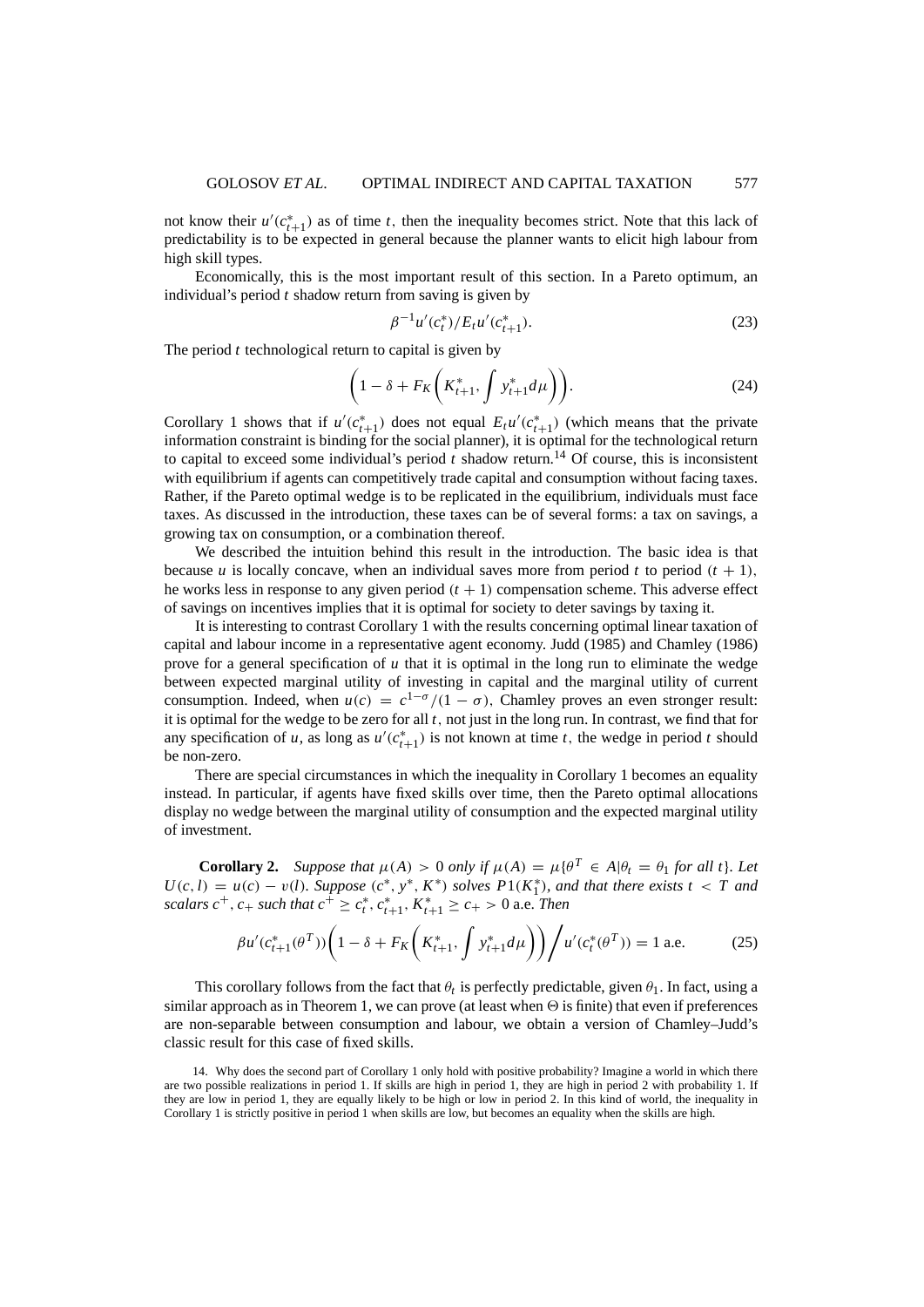not know their $u'(c^*_{t+1})$ as of time $t$, then the inequality becomes strict. Note that this lack of predictability is to be expected in general because the planner wants to elicit high labour from high skill types.

Economically, this is the most important result of this section. In a Pareto optimum, an individual's period $t$ shadow return from saving is given by

$$\beta^{-1}u'(c^*_t)/E_t u'(c^*_{t+1}). \tag{23}$$

The period $t$ technological return to capital is given by

$$\left(1-\delta+F_K\left(K^*_{t+1},\int y^*_{t+1}d\mu\right)\right). \tag{24}$$

Corollary 1 shows that if $u'(c^*_{t+1})$ does not equal $E_t u'(c^*_{t+1})$ (which means that the private information constraint is binding for the social planner), it is optimal for the technological return to capital to exceed some individual's period $t$ shadow return.[14] Of course, this is inconsistent with equilibrium if agents can competitively trade capital and consumption without facing taxes. Rather, if the Pareto optimal wedge is to be replicated in the equilibrium, individuals must face taxes. As discussed in the introduction, these taxes can be of several forms: a tax on savings, a growing tax on consumption, or a combination thereof.

We described the intuition behind this result in the introduction. The basic idea is that because $u$ is locally concave, when an individual saves more from period $t$ to period $(t+1)$, he works less in response to any given period $(t+1)$ compensation scheme. This adverse effect of savings on incentives implies that it is optimal for society to deter savings by taxing it.

It is interesting to contrast Corollary 1 with the results concerning optimal linear taxation of capital and labour income in a representative agent economy. Judd (1985) and Chamley (1986) prove for a general specification of $u$ that it is optimal in the long run to eliminate the wedge between expected marginal utility of investing in capital and the marginal utility of current consumption. Indeed, when $u(c)=c^{1-\sigma}/(1-\sigma)$, Chamley proves an even stronger result: it is optimal for the wedge to be zero for all $t$, not just in the long run. In contrast, we find that for any specification of $u$, as long as $u'(c^*_{t+1})$ is not known at time $t$, the wedge in period $t$ should be non-zero.

There are special circumstances in which the inequality in Corollary 1 becomes an equality instead. In particular, if agents have fixed skills over time, then the Pareto optimal allocations display no wedge between the marginal utility of consumption and the expected marginal utility of investment.

**Corollary 2.** *Suppose that $\mu(A)>0$ only if $\mu(A)=\mu\{\theta^T\in A|\theta_t=\theta_1$ for all $t\}$. Let $U(c,l)=u(c)-v(l)$. Suppose $(c^*,y^*,K^*)$ solves $P1(K^*_1)$, and that there exists $t<T$ and scalars $c^+,c_+$ such that $c^+\geq c^*_t,c^*_{t+1},K^*_{t+1}\geq c_+>0$ a.e. Then*

$$\beta u'(c^*_{t+1}(\theta^T))\left(1-\delta+F_K\left(K^*_{t+1},\int y^*_{t+1}d\mu\right)\right)\Bigg/u'(c^*_t(\theta^T))=1 \text{ a.e.} \tag{25}$$

This corollary follows from the fact that $\theta_t$ is perfectly predictable, given $\theta_1$. In fact, using a similar approach as in Theorem 1, we can prove (at least when $\Theta$ is finite) that even if preferences are non-separable between consumption and labour, we obtain a version of Chamley–Judd's classic result for this case of fixed skills.

14. Why does the second part of Corollary 1 only hold with positive probability? Imagine a world in which there are two possible realizations in period 1. If skills are high in period 1, they are high in period 2 with probability 1. If they are low in period 1, they are equally likely to be high or low in period 2. In this kind of world, the inequality in Corollary 1 is strictly positive in period 1 when skills are low, but becomes an equality when the skills are high.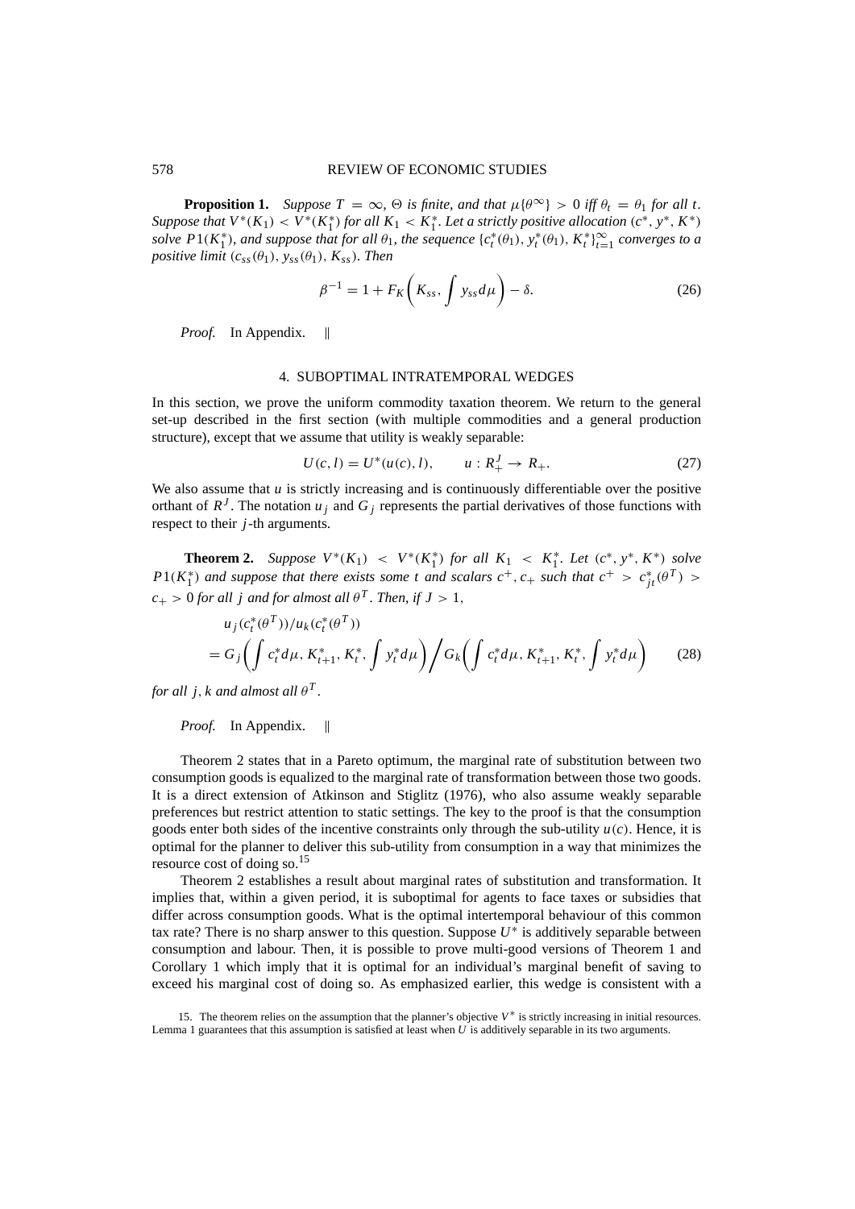**Proposition 1.** *Suppose $T = \infty$, $\Theta$ is finite, and that $\mu\{\theta^\infty\} > 0$ iff $\theta_t = \theta_1$ for all $t$. Suppose that $V^*(K_1) < V^*(K_1^*)$ for all $K_1 < K_1^*$. Let a strictly positive allocation $(c^*, y^*, K^*)$ solve $P1(K_1^*)$, and suppose that for all $\theta_1$, the sequence $\{c_t^*(\theta_1), y_t^*(\theta_1), K_t^*\}_{t=1}^\infty$ converges to a positive limit $(c_{ss}(\theta_1), y_{ss}(\theta_1), K_{ss})$. Then*

$$\beta^{-1} = 1 + F_K\left(K_{ss}, \int y_{ss} d\mu\right) - \delta. \tag{26}$$

*Proof.* In Appendix. ||

## 4. SUBOPTIMAL INTRATEMPORAL WEDGES

In this section, we prove the uniform commodity taxation theorem. We return to the general set-up described in the first section (with multiple commodities and a general production structure), except that we assume that utility is weakly separable:

$$U(c, l) = U^*(u(c), l), \qquad u : R_+^J \to R_+. \tag{27}$$

We also assume that $u$ is strictly increasing and is continuously differentiable over the positive orthant of $R^J$. The notation $u_j$ and $G_j$ represents the partial derivatives of those functions with respect to their $j$-th arguments.

**Theorem 2.** *Suppose $V^*(K_1) < V^*(K_1^*)$ for all $K_1 < K_1^*$. Let $(c^*, y^*, K^*)$ solve $P1(K_1^*)$ and suppose that there exists some $t$ and scalars $c^+, c_+$ such that $c^+ > c_{jt}^*(\theta^T) > c_+ > 0$ for all $j$ and for almost all $\theta^T$. Then, if $J > 1$,*

$$u_j(c_t^*(\theta^T))/u_k(c_t^*(\theta^T)) = G_j\left(\int c_t^* d\mu, K_{t+1}^*, K_t^*, \int y_t^* d\mu\right) \Bigg/ G_k\left(\int c_t^* d\mu, K_{t+1}^*, K_t^*, \int y_t^* d\mu\right) \tag{28}$$

*for all $j, k$ and almost all $\theta^T$.*

*Proof.* In Appendix. ||

Theorem 2 states that in a Pareto optimum, the marginal rate of substitution between two consumption goods is equalized to the marginal rate of transformation between those two goods. It is a direct extension of Atkinson and Stiglitz (1976), who also assume weakly separable preferences but restrict attention to static settings. The key to the proof is that the consumption goods enter both sides of the incentive constraints only through the sub-utility $u(c)$. Hence, it is optimal for the planner to deliver this sub-utility from consumption in a way that minimizes the resource cost of doing so.[15]

Theorem 2 establishes a result about marginal rates of substitution and transformation. It implies that, within a given period, it is suboptimal for agents to face taxes or subsidies that differ across consumption goods. What is the optimal intertemporal behaviour of this common tax rate? There is no sharp answer to this question. Suppose $U^*$ is additively separable between consumption and labour. Then, it is possible to prove multi-good versions of Theorem 1 and Corollary 1 which imply that it is optimal for an individual's marginal benefit of saving to exceed his marginal cost of doing so. As emphasized earlier, this wedge is consistent with a

15. The theorem relies on the assumption that the planner's objective $V^*$ is strictly increasing in initial resources. Lemma 1 guarantees that this assumption is satisfied at least when $U$ is additively separable in its two arguments.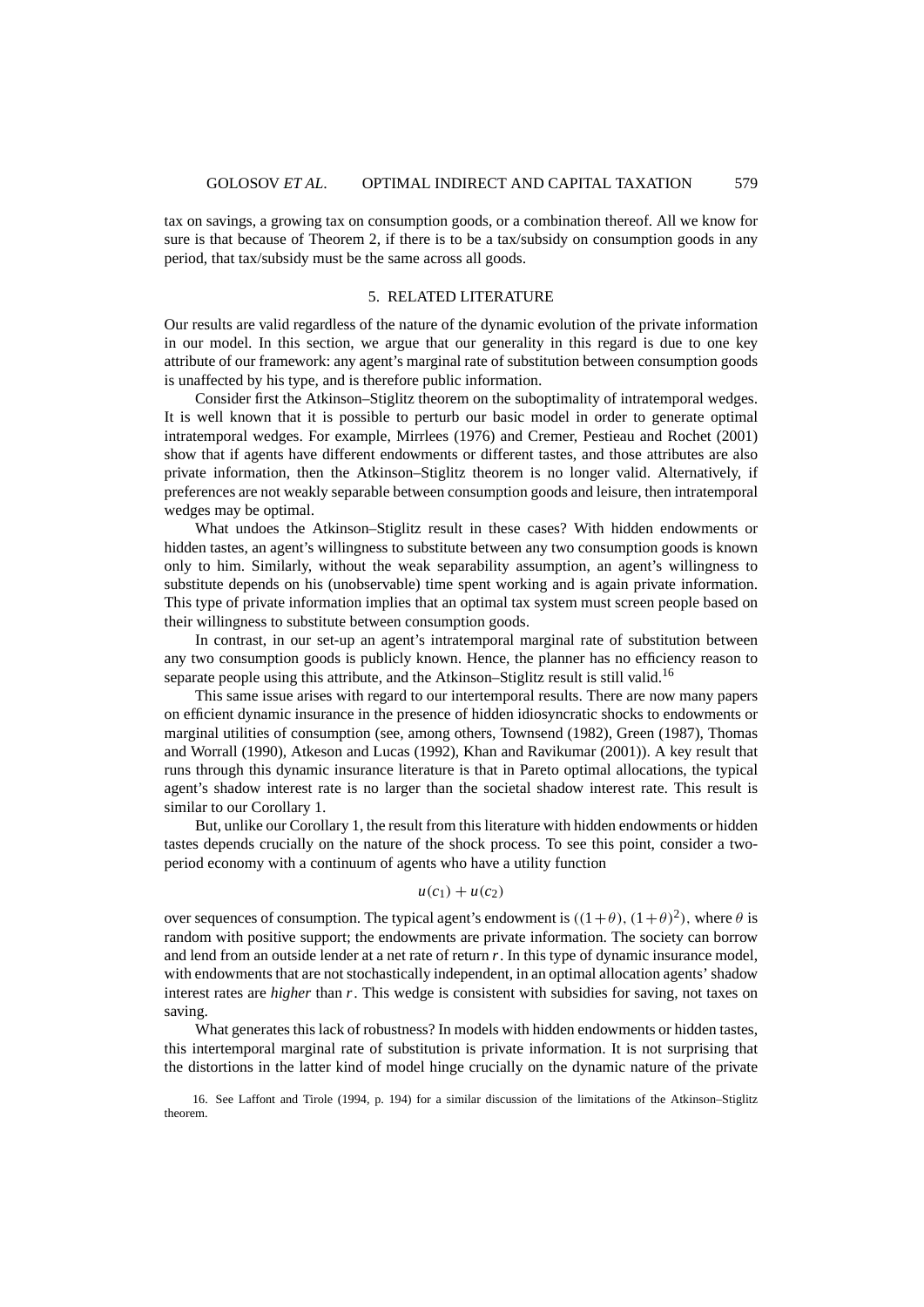tax on savings, a growing tax on consumption goods, or a combination thereof. All we know for sure is that because of Theorem 2, if there is to be a tax/subsidy on consumption goods in any period, that tax/subsidy must be the same across all goods.

## 5. RELATED LITERATURE

Our results are valid regardless of the nature of the dynamic evolution of the private information in our model. In this section, we argue that our generality in this regard is due to one key attribute of our framework: any agent's marginal rate of substitution between consumption goods is unaffected by his type, and is therefore public information.

Consider first the Atkinson–Stiglitz theorem on the suboptimality of intratemporal wedges. It is well known that it is possible to perturb our basic model in order to generate optimal intratemporal wedges. For example, Mirrlees (1976) and Cremer, Pestieau and Rochet (2001) show that if agents have different endowments or different tastes, and those attributes are also private information, then the Atkinson–Stiglitz theorem is no longer valid. Alternatively, if preferences are not weakly separable between consumption goods and leisure, then intratemporal wedges may be optimal.

What undoes the Atkinson–Stiglitz result in these cases? With hidden endowments or hidden tastes, an agent's willingness to substitute between any two consumption goods is known only to him. Similarly, without the weak separability assumption, an agent's willingness to substitute depends on his (unobservable) time spent working and is again private information. This type of private information implies that an optimal tax system must screen people based on their willingness to substitute between consumption goods.

In contrast, in our set-up an agent's intratemporal marginal rate of substitution between any two consumption goods is publicly known. Hence, the planner has no efficiency reason to separate people using this attribute, and the Atkinson–Stiglitz result is still valid.[16]

This same issue arises with regard to our intertemporal results. There are now many papers on efficient dynamic insurance in the presence of hidden idiosyncratic shocks to endowments or marginal utilities of consumption (see, among others, Townsend (1982), Green (1987), Thomas and Worrall (1990), Atkeson and Lucas (1992), Khan and Ravikumar (2001)). A key result that runs through this dynamic insurance literature is that in Pareto optimal allocations, the typical agent's shadow interest rate is no larger than the societal shadow interest rate. This result is similar to our Corollary 1.

But, unlike our Corollary 1, the result from this literature with hidden endowments or hidden tastes depends crucially on the nature of the shock process. To see this point, consider a two-period economy with a continuum of agents who have a utility function

$$u(c_1) + u(c_2)$$

over sequences of consumption. The typical agent's endowment is $((1+\theta), (1+\theta)^2)$, where $\theta$ is random with positive support; the endowments are private information. The society can borrow and lend from an outside lender at a net rate of return $r$. In this type of dynamic insurance model, with endowments that are not stochastically independent, in an optimal allocation agents' shadow interest rates are *higher* than $r$. This wedge is consistent with subsidies for saving, not taxes on saving.

What generates this lack of robustness? In models with hidden endowments or hidden tastes, this intertemporal marginal rate of substitution is private information. It is not surprising that the distortions in the latter kind of model hinge crucially on the dynamic nature of the private

16. See Laffont and Tirole (1994, p. 194) for a similar discussion of the limitations of the Atkinson–Stiglitz theorem.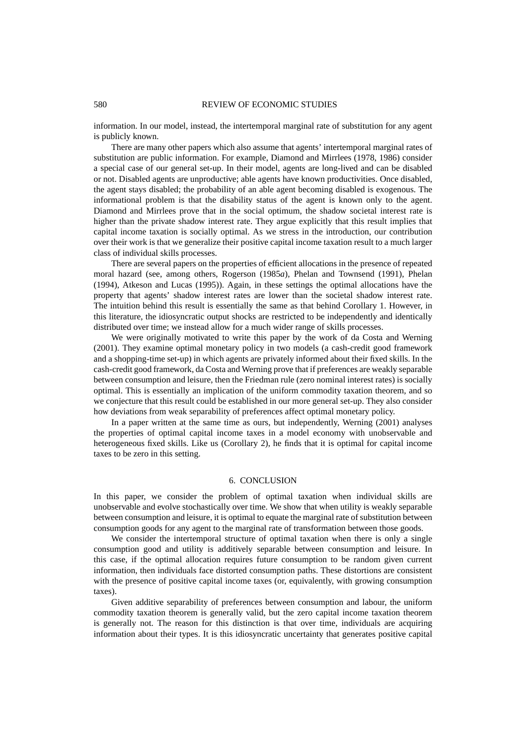information. In our model, instead, the intertemporal marginal rate of substitution for any agent is publicly known.

There are many other papers which also assume that agents' intertemporal marginal rates of substitution are public information. For example, Diamond and Mirrlees (1978, 1986) consider a special case of our general set-up. In their model, agents are long-lived and can be disabled or not. Disabled agents are unproductive; able agents have known productivities. Once disabled, the agent stays disabled; the probability of an able agent becoming disabled is exogenous. The informational problem is that the disability status of the agent is known only to the agent. Diamond and Mirrlees prove that in the social optimum, the shadow societal interest rate is higher than the private shadow interest rate. They argue explicitly that this result implies that capital income taxation is socially optimal. As we stress in the introduction, our contribution over their work is that we generalize their positive capital income taxation result to a much larger class of individual skills processes.

There are several papers on the properties of efficient allocations in the presence of repeated moral hazard (see, among others, Rogerson (1985*a*), Phelan and Townsend (1991), Phelan (1994), Atkeson and Lucas (1995)). Again, in these settings the optimal allocations have the property that agents' shadow interest rates are lower than the societal shadow interest rate. The intuition behind this result is essentially the same as that behind Corollary 1. However, in this literature, the idiosyncratic output shocks are restricted to be independently and identically distributed over time; we instead allow for a much wider range of skills processes.

We were originally motivated to write this paper by the work of da Costa and Werning (2001). They examine optimal monetary policy in two models (a cash-credit good framework and a shopping-time set-up) in which agents are privately informed about their fixed skills. In the cash-credit good framework, da Costa and Werning prove that if preferences are weakly separable between consumption and leisure, then the Friedman rule (zero nominal interest rates) is socially optimal. This is essentially an implication of the uniform commodity taxation theorem, and so we conjecture that this result could be established in our more general set-up. They also consider how deviations from weak separability of preferences affect optimal monetary policy.

In a paper written at the same time as ours, but independently, Werning (2001) analyses the properties of optimal capital income taxes in a model economy with unobservable and heterogeneous fixed skills. Like us (Corollary 2), he finds that it is optimal for capital income taxes to be zero in this setting.

## 6. CONCLUSION

In this paper, we consider the problem of optimal taxation when individual skills are unobservable and evolve stochastically over time. We show that when utility is weakly separable between consumption and leisure, it is optimal to equate the marginal rate of substitution between consumption goods for any agent to the marginal rate of transformation between those goods.

We consider the intertemporal structure of optimal taxation when there is only a single consumption good and utility is additively separable between consumption and leisure. In this case, if the optimal allocation requires future consumption to be random given current information, then individuals face distorted consumption paths. These distortions are consistent with the presence of positive capital income taxes (or, equivalently, with growing consumption taxes).

Given additive separability of preferences between consumption and labour, the uniform commodity taxation theorem is generally valid, but the zero capital income taxation theorem is generally not. The reason for this distinction is that over time, individuals are acquiring information about their types. It is this idiosyncratic uncertainty that generates positive capital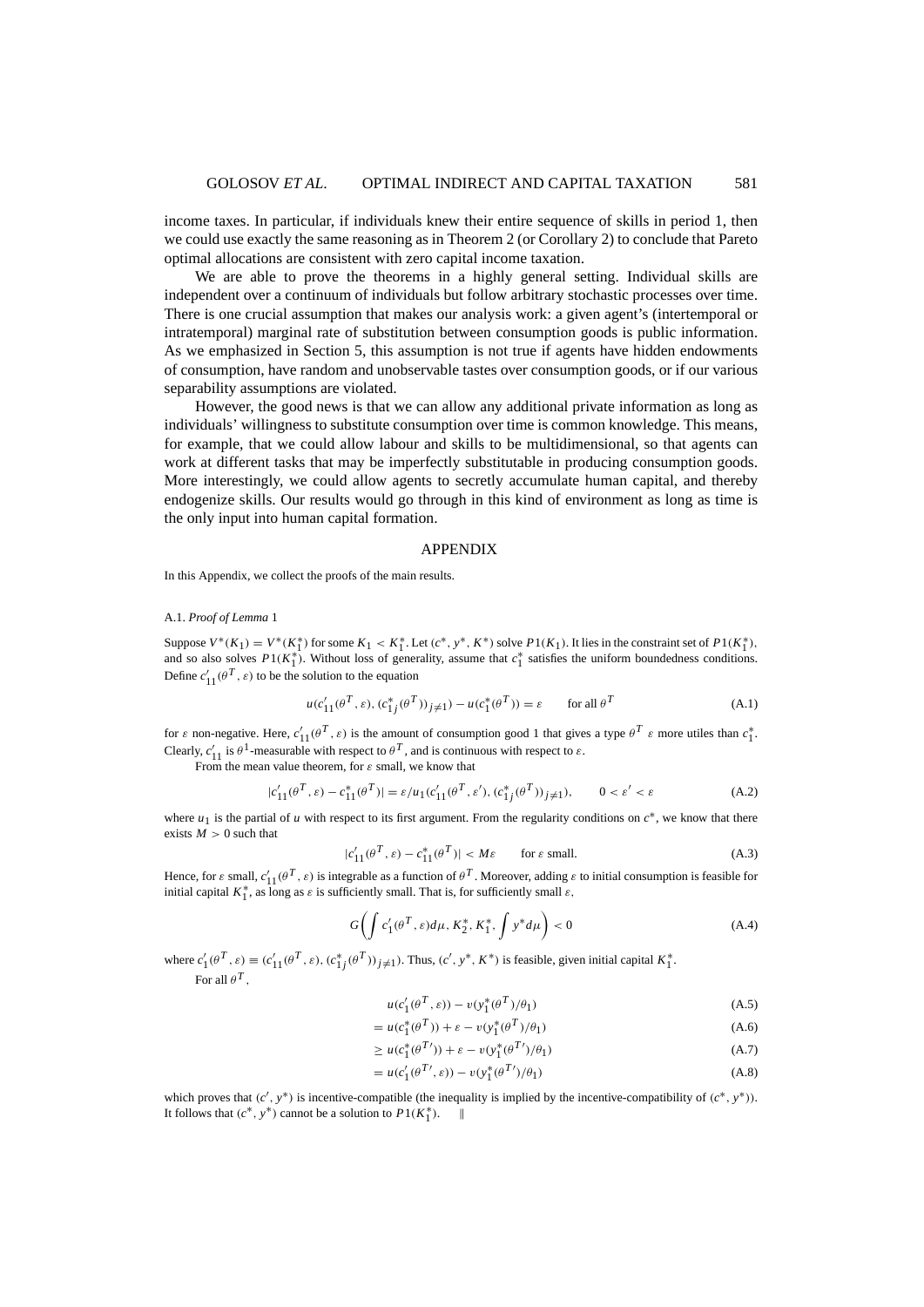income taxes. In particular, if individuals knew their entire sequence of skills in period 1, then we could use exactly the same reasoning as in Theorem 2 (or Corollary 2) to conclude that Pareto optimal allocations are consistent with zero capital income taxation.

We are able to prove the theorems in a highly general setting. Individual skills are independent over a continuum of individuals but follow arbitrary stochastic processes over time. There is one crucial assumption that makes our analysis work: a given agent's (intertemporal or intratemporal) marginal rate of substitution between consumption goods is public information. As we emphasized in Section 5, this assumption is not true if agents have hidden endowments of consumption, have random and unobservable tastes over consumption goods, or if our various separability assumptions are violated.

However, the good news is that we can allow any additional private information as long as individuals' willingness to substitute consumption over time is common knowledge. This means, for example, that we could allow labour and skills to be multidimensional, so that agents can work at different tasks that may be imperfectly substitutable in producing consumption goods. More interestingly, we could allow agents to secretly accumulate human capital, and thereby endogenize skills. Our results would go through in this kind of environment as long as time is the only input into human capital formation.

## APPENDIX

In this Appendix, we collect the proofs of the main results.

### A.1. *Proof of Lemma* 1

Suppose $V^*(K_1) = V^*(K_1^*)$ for some $K_1 < K_1^*$. Let $(c^*, y^*, K^*)$ solve $P1(K_1)$. It lies in the constraint set of $P1(K_1^*)$, and so also solves $P1(K_1^*)$. Without loss of generality, assume that $c_1^*$ satisfies the uniform boundedness conditions. Define $c'_{11}(\theta^T, \varepsilon)$ to be the solution to the equation

$$u(c'_{11}(\theta^T, \varepsilon), (c^*_{1j}(\theta^T))_{j\neq 1}) - u(c_1^*(\theta^T)) = \varepsilon \qquad \text{for all } \theta^T \tag{A.1}$$

for $\varepsilon$ non-negative. Here, $c'_{11}(\theta^T, \varepsilon)$ is the amount of consumption good 1 that gives a type $\theta^T$ $\varepsilon$ more utiles than $c_1^*$. Clearly, $c'_{11}$ is $\theta^1$-measurable with respect to $\theta^T$, and is continuous with respect to $\varepsilon$.

From the mean value theorem, for $\varepsilon$ small, we know that

$$|c'_{11}(\theta^T, \varepsilon) - c^*_{11}(\theta^T)| = \varepsilon / u_1(c'_{11}(\theta^T, \varepsilon'), (c^*_{1j}(\theta^T))_{j\neq 1}), \qquad 0 < \varepsilon' < \varepsilon \tag{A.2}$$

where $u_1$ is the partial of $u$ with respect to its first argument. From the regularity conditions on $c^*$, we know that there exists $M > 0$ such that

$$|c'_{11}(\theta^T, \varepsilon) - c^*_{11}(\theta^T)| < M\varepsilon \qquad \text{for } \varepsilon \text{ small.} \tag{A.3}$$

Hence, for $\varepsilon$ small, $c'_{11}(\theta^T, \varepsilon)$ is integrable as a function of $\theta^T$. Moreover, adding $\varepsilon$ to initial consumption is feasible for initial capital $K_1^*$, as long as $\varepsilon$ is sufficiently small. That is, for sufficiently small $\varepsilon$,

$$G\left(\int c'_1(\theta^T, \varepsilon) d\mu, K_2^*, K_1^*, \int y^* d\mu\right) < 0 \tag{A.4}$$

where $c'_1(\theta^T, \varepsilon) \equiv (c'_{11}(\theta^T, \varepsilon), (c^*_{1j}(\theta^T))_{j\neq 1})$. Thus, $(c', y^*, K^*)$ is feasible, given initial capital $K_1^*$.

For all $\theta^T$,

$$u(c'_1(\theta^T, \varepsilon)) - v(y_1^*(\theta^T)/\theta_1) \tag{A.5}$$

$$= u(c_1^*(\theta^T)) + \varepsilon - v(y_1^*(\theta^T)/\theta_1) \tag{A.6}$$

$$\geq u(c_1^*(\theta^{T\prime})) + \varepsilon - v(y_1^*(\theta^{T\prime})/\theta_1) \tag{A.7}$$

$$= u(c'_1(\theta^{T\prime}, \varepsilon)) - v(y_1^*(\theta^{T\prime})/\theta_1) \tag{A.8}$$

which proves that $(c', y^*)$ is incentive-compatible (the inequality is implied by the incentive-compatibility of $(c^*, y^*)$). It follows that $(c^*, y^*)$ cannot be a solution to $P1(K_1^*)$. ‖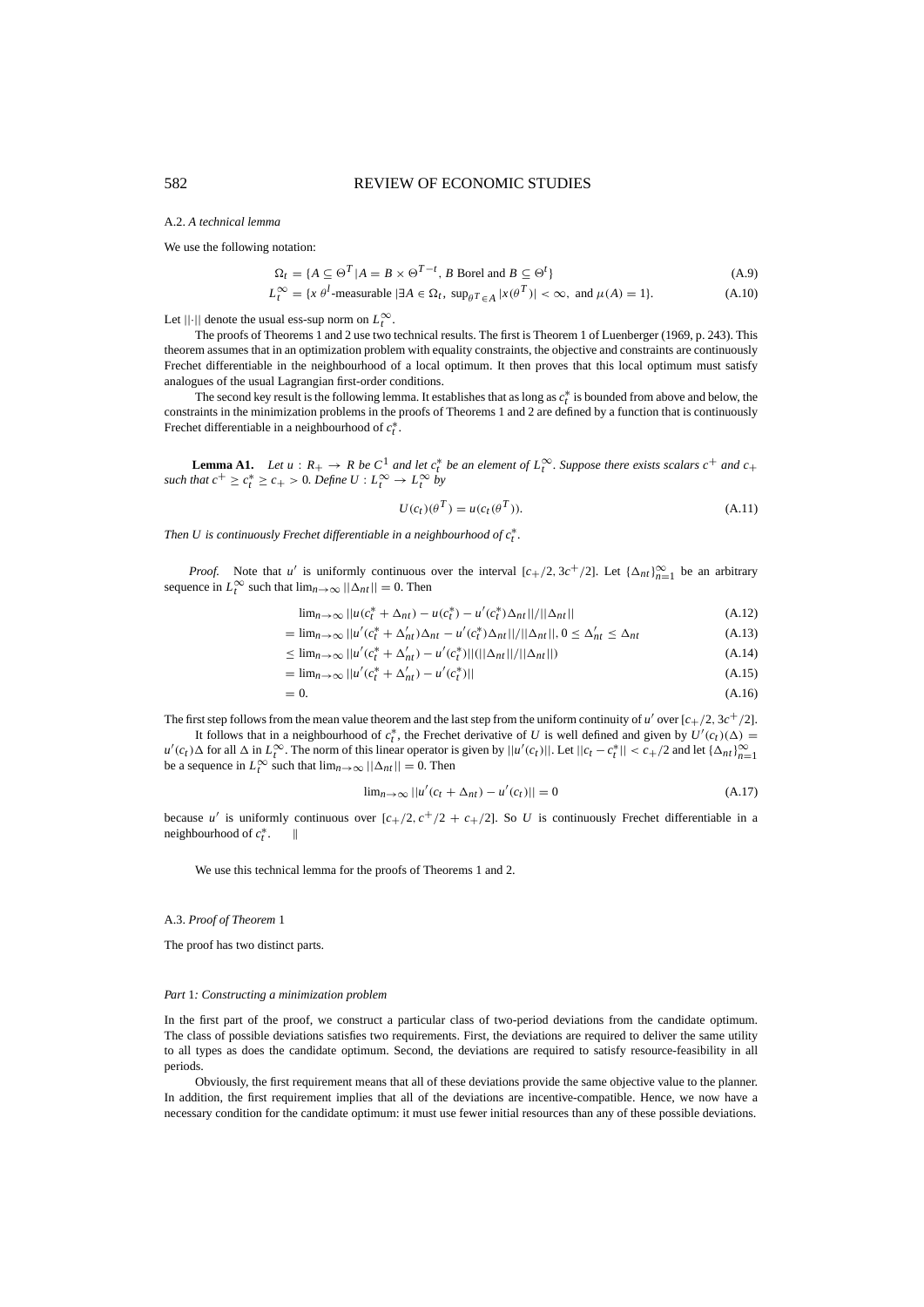### A.2. *A technical lemma*

We use the following notation:

$$\Omega_t = \{A \subseteq \Theta^T | A = B \times \Theta^{T-t}, B \text{ Borel and } B \subseteq \Theta^t\} \tag{A.9}$$

$$L_t^\infty = \{x\ \theta^t\text{-measurable } | \exists A \in \Omega_t,\ \sup_{\theta^T \in A} |x(\theta^T)| < \infty, \text{ and } \mu(A) = 1\}. \tag{A.10}$$

Let $||\cdot||$ denote the usual ess-sup norm on $L_t^\infty$.

The proofs of Theorems 1 and 2 use two technical results. The first is Theorem 1 of Luenberger (1969, p. 243). This theorem assumes that in an optimization problem with equality constraints, the objective and constraints are continuously Frechet differentiable in the neighbourhood of a local optimum. It then proves that this local optimum must satisfy analogues of the usual Lagrangian first-order conditions.

The second key result is the following lemma. It establishes that as long as $c_t^*$ is bounded from above and below, the constraints in the minimization problems in the proofs of Theorems 1 and 2 are defined by a function that is continuously Frechet differentiable in a neighbourhood of $c_t^*$.

**Lemma A1.** *Let $u : R_+ \to R$ be $C^1$ and let $c_t^*$ be an element of $L_t^\infty$. Suppose there exists scalars $c^+$ and $c_+$ such that $c^+ \geq c_t^* \geq c_+ > 0$. Define $U : L_t^\infty \to L_t^\infty$ by*

$$U(c_t)(\theta^T) = u(c_t(\theta^T)). \tag{A.11}$$

*Then $U$ is continuously Frechet differentiable in a neighbourhood of $c_t^*$.*

*Proof.* Note that $u'$ is uniformly continuous over the interval $[c_+/2, 3c^+/2]$. Let $\{\Delta_{nt}\}_{n=1}^\infty$ be an arbitrary sequence in $L_t^\infty$ such that $\lim_{n\to\infty} ||\Delta_{nt}|| = 0$. Then

$$\lim_{n\to\infty} ||u(c_t^* + \Delta_{nt}) - u(c_t^*) - u'(c_t^*)\Delta_{nt}||/||\Delta_{nt}|| \tag{A.12}$$

$$= \lim_{n\to\infty} ||u'(c_t^* + \Delta'_{nt})\Delta_{nt} - u'(c_t^*)\Delta_{nt}||/||\Delta_{nt}||, 0 \leq \Delta'_{nt} \leq \Delta_{nt} \tag{A.13}$$

$$\leq \lim_{n\to\infty} ||u'(c_t^* + \Delta'_{nt}) - u'(c_t^*)||(||\Delta_{nt}||/||\Delta_{nt}||) \tag{A.14}$$

$$= \lim_{n\to\infty} ||u'(c_t^* + \Delta'_{nt}) - u'(c_t^*)|| \tag{A.15}$$

$$= 0. \tag{A.16}$$

The first step follows from the mean value theorem and the last step from the uniform continuity of $u'$ over $[c_+/2, 3c^+/2]$.

It follows that in a neighbourhood of $c_t^*$, the Frechet derivative of $U$ is well defined and given by $U'(c_t)(\Delta) = u'(c_t)\Delta$ for all $\Delta$ in $L_t^\infty$. The norm of this linear operator is given by $||u'(c_t)||$. Let $||c_t - c_t^*|| < c_+/2$ and let $\{\Delta_{nt}\}_{n=1}^\infty$ be a sequence in $L_t^\infty$ such that $\lim_{n\to\infty} ||\Delta_{nt}|| = 0$. Then

$$\lim_{n\to\infty} ||u'(c_t + \Delta_{nt}) - u'(c_t)|| = 0 \tag{A.17}$$

because $u'$ is uniformly continuous over $[c_+/2, c^+/2 + c_+/2]$. So $U$ is continuously Frechet differentiable in a neighbourhood of $c_t^*$. ||

We use this technical lemma for the proofs of Theorems 1 and 2.

### A.3. *Proof of Theorem* 1

The proof has two distinct parts.

#### *Part* 1*: Constructing a minimization problem*

In the first part of the proof, we construct a particular class of two-period deviations from the candidate optimum. The class of possible deviations satisfies two requirements. First, the deviations are required to deliver the same utility to all types as does the candidate optimum. Second, the deviations are required to satisfy resource-feasibility in all periods.

Obviously, the first requirement means that all of these deviations provide the same objective value to the planner. In addition, the first requirement implies that all of the deviations are incentive-compatible. Hence, we now have a necessary condition for the candidate optimum: it must use fewer initial resources than any of these possible deviations.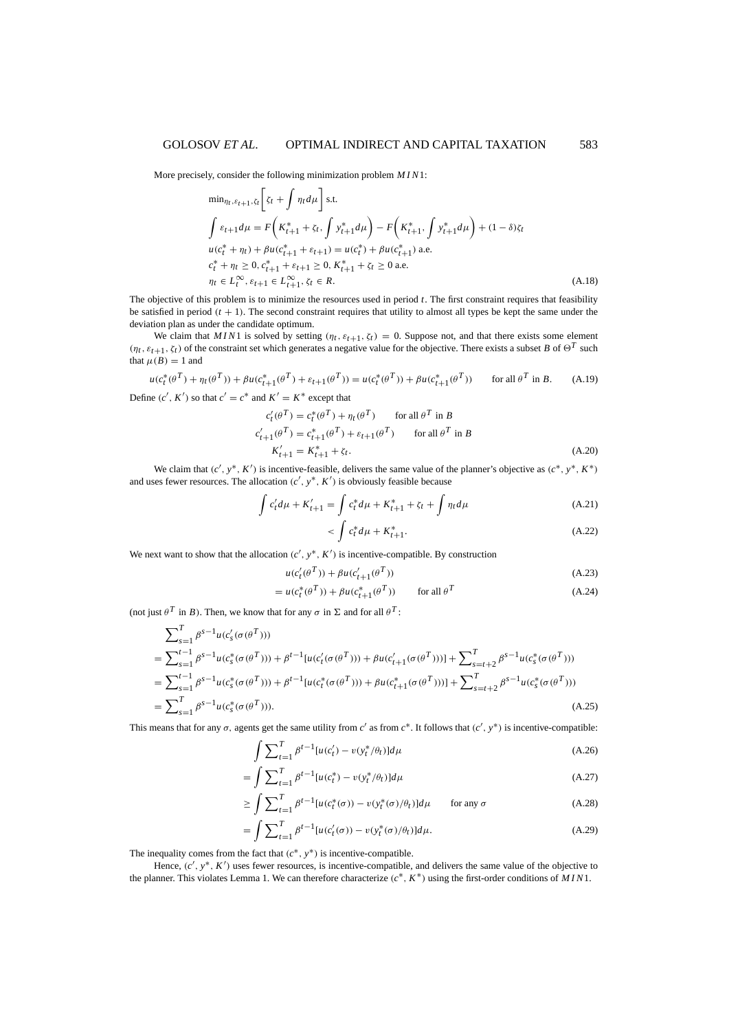More precisely, consider the following minimization problem $MIN1$:

$$
\begin{aligned}
&\min_{\eta_t, \varepsilon_{t+1}, \zeta_t}\left[\zeta_t + \int \eta_t d\mu\right] \text{ s.t.} \\
&\int \varepsilon_{t+1} d\mu = F\left(K^*_{t+1} + \zeta_t, \int y^*_{t+1} d\mu\right) - F\left(K^*_{t+1}, \int y^*_{t+1} d\mu\right) + (1-\delta)\zeta_t \\
&u(c^*_t + \eta_t) + \beta u(c^*_{t+1} + \varepsilon_{t+1}) = u(c^*_t) + \beta u(c^*_{t+1}) \text{ a.e.} \\
&c^*_t + \eta_t \geq 0, c^*_{t+1} + \varepsilon_{t+1} \geq 0, K^*_{t+1} + \zeta_t \geq 0 \text{ a.e.} \\
&\eta_t \in L^\infty_t, \varepsilon_{t+1} \in L^\infty_{t+1}, \zeta_t \in R.
\end{aligned}
\tag{A.18}
$$

The objective of this problem is to minimize the resources used in period $t$. The first constraint requires that feasibility be satisfied in period $(t+1)$. The second constraint requires that utility to almost all types be kept the same under the deviation plan as under the candidate optimum.

We claim that $MIN1$ is solved by setting $(\eta_t, \varepsilon_{t+1}, \zeta_t) = 0$. Suppose not, and that there exists some element $(\eta_t, \varepsilon_{t+1}, \zeta_t)$ of the constraint set which generates a negative value for the objective. There exists a subset $B$ of $\Theta^T$ such that $\mu(B) = 1$ and

$$
u(c^*_t(\theta^T) + \eta_t(\theta^T)) + \beta u(c^*_{t+1}(\theta^T) + \varepsilon_{t+1}(\theta^T)) = u(c^*_t(\theta^T)) + \beta u(c^*_{t+1}(\theta^T)) \qquad \text{for all } \theta^T \text{ in } B. \tag{A.19}
$$

Define $(c', K')$ so that $c' = c^*$ and $K' = K^*$ except that

$$
\begin{aligned}
c'_t(\theta^T) &= c^*_t(\theta^T) + \eta_t(\theta^T) \qquad \text{for all } \theta^T \text{ in } B \\
c'_{t+1}(\theta^T) &= c^*_{t+1}(\theta^T) + \varepsilon_{t+1}(\theta^T) \qquad \text{for all } \theta^T \text{ in } B \\
K'_{t+1} &= K^*_{t+1} + \zeta_t.
\end{aligned}
\tag{A.20}
$$

We claim that $(c', y^*, K')$ is incentive-feasible, delivers the same value of the planner's objective as $(c^*, y^*, K^*)$ and uses fewer resources. The allocation $(c', y^*, K')$ is obviously feasible because

$$
\int c'_t d\mu + K'_{t+1} = \int c^*_t d\mu + K^*_{t+1} + \zeta_t + \int \eta_t d\mu \tag{A.21}
$$

$$
< \int c^*_t d\mu + K^*_{t+1}. \tag{A.22}
$$

We next want to show that the allocation $(c', y^*, K')$ is incentive-compatible. By construction

$$
u(c'_t(\theta^T)) + \beta u(c'_{t+1}(\theta^T)) \tag{A.23}
$$

$$
= u(c^*_t(\theta^T)) + \beta u(c^*_{t+1}(\theta^T)) \qquad \text{for all } \theta^T \tag{A.24}
$$

(not just $\theta^T$ in $B$). Then, we know that for any $\sigma$ in $\Sigma$ and for all $\theta^T$:

$$
\begin{aligned}
&\sum_{s=1}^T \beta^{s-1} u(c'_s(\sigma(\theta^T))) \\
&= \sum_{s=1}^{t-1} \beta^{s-1} u(c^*_s(\sigma(\theta^T))) + \beta^{t-1}[u(c'_t(\sigma(\theta^T))) + \beta u(c'_{t+1}(\sigma(\theta^T)))] + \sum_{s=t+2}^T \beta^{s-1} u(c^*_s(\sigma(\theta^T))) \\
&= \sum_{s=1}^{t-1} \beta^{s-1} u(c^*_s(\sigma(\theta^T))) + \beta^{t-1}[u(c^*_t(\sigma(\theta^T))) + \beta u(c^*_{t+1}(\sigma(\theta^T)))] + \sum_{s=t+2}^T \beta^{s-1} u(c^*_s(\sigma(\theta^T))) \\
&= \sum_{s=1}^T \beta^{s-1} u(c^*_s(\sigma(\theta^T))).
\end{aligned}
\tag{A.25}
$$

This means that for any $\sigma$, agents get the same utility from $c'$ as from $c^*$. It follows that $(c', y^*)$ is incentive-compatible:

$$
\int \sum_{t=1}^T \beta^{t-1}[u(c'_t) - v(y^*_t/\theta_t)] d\mu \tag{A.26}
$$

$$
= \int \sum_{t=1}^T \beta^{t-1}[u(c^*_t) - v(y^*_t/\theta_t)] d\mu \tag{A.27}
$$

$$
\geq \int \sum_{t=1}^T \beta^{t-1}[u(c^*_t(\sigma)) - v(y^*_t(\sigma)/\theta_t)] d\mu \qquad \text{for any } \sigma \tag{A.28}
$$

$$
= \int \sum_{t=1}^T \beta^{t-1}[u(c'_t(\sigma)) - v(y^*_t(\sigma)/\theta_t)] d\mu. \tag{A.29}
$$

The inequality comes from the fact that $(c^*, y^*)$ is incentive-compatible.

Hence, $(c', y^*, K')$ uses fewer resources, is incentive-compatible, and delivers the same value of the objective to the planner. This violates Lemma 1. We can therefore characterize $(c^*, K^*)$ using the first-order conditions of $MIN1$.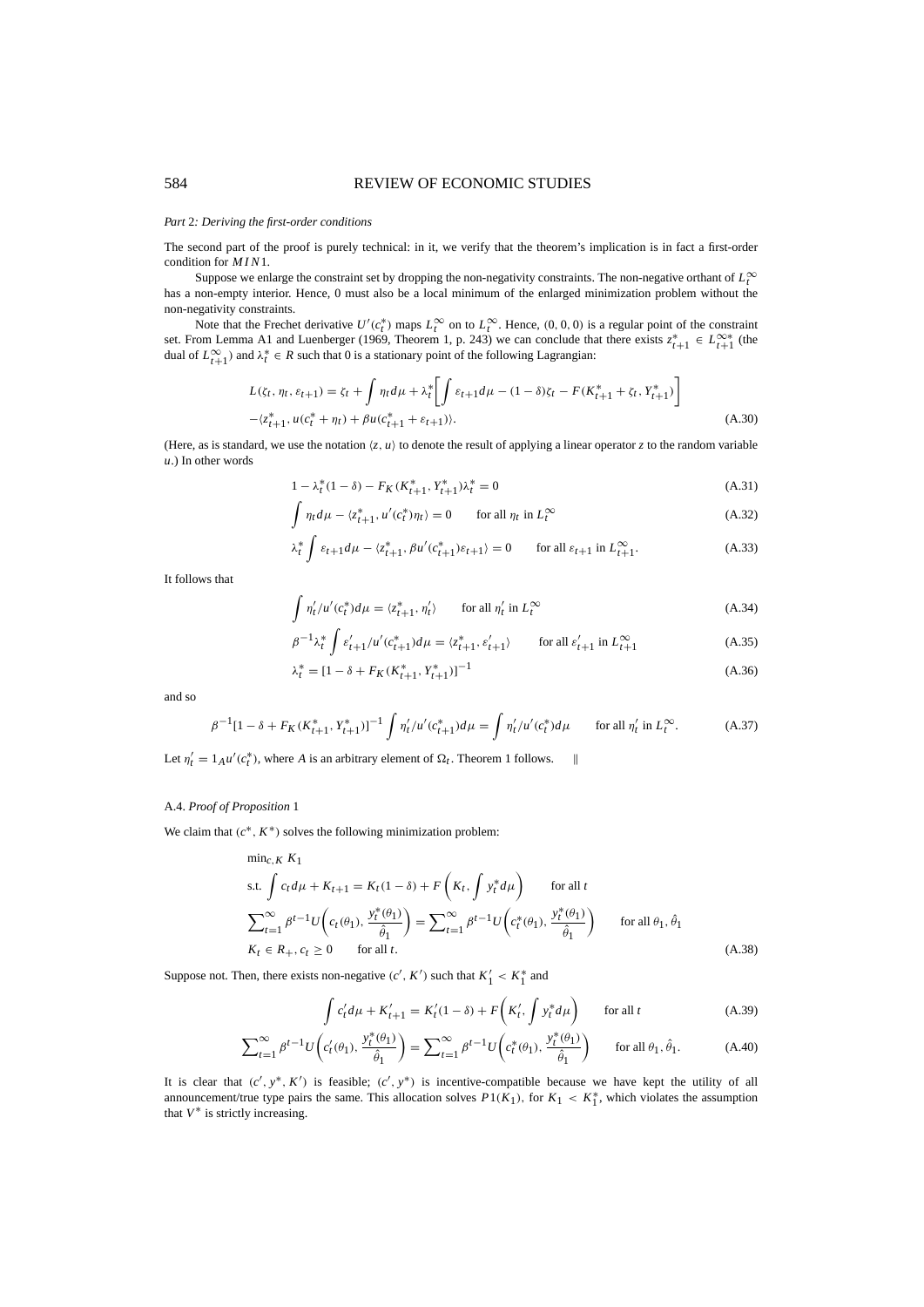*Part* 2*: Deriving the first-order conditions*

The second part of the proof is purely technical: in it, we verify that the theorem's implication is in fact a first-order condition for $MIN1$.

Suppose we enlarge the constraint set by dropping the non-negativity constraints. The non-negative orthant of $L_t^{\infty}$ has a non-empty interior. Hence, 0 must also be a local minimum of the enlarged minimization problem without the non-negativity constraints.

Note that the Frechet derivative $U'(c_t^*)$ maps $L_t^{\infty}$ on to $L_t^{\infty}$. Hence, $(0, 0, 0)$ is a regular point of the constraint set. From Lemma A1 and Luenberger (1969, Theorem 1, p. 243) we can conclude that there exists $z_{t+1}^* \in L_{t+1}^{\infty *}$ (the dual of $L_{t+1}^{\infty}$) and $\lambda_t^* \in R$ such that 0 is a stationary point of the following Lagrangian:

$$L(\zeta_t, \eta_t, \varepsilon_{t+1}) = \zeta_t + \int \eta_t d\mu + \lambda_t^* \left[ \int \varepsilon_{t+1} d\mu - (1-\delta)\zeta_t - F(K_{t+1}^* + \zeta_t, Y_{t+1}^*) \right]$$
$$- \langle z_{t+1}^*, u(c_t^* + \eta_t) + \beta u(c_{t+1}^* + \varepsilon_{t+1}) \rangle. \tag{A.30}$$

(Here, as is standard, we use the notation $\langle z, u \rangle$ to denote the result of applying a linear operator $z$ to the random variable $u$.) In other words

$$1 - \lambda_t^*(1-\delta) - F_K(K_{t+1}^*, Y_{t+1}^*)\lambda_t^* = 0 \tag{A.31}$$

$$\int \eta_t d\mu - \langle z_{t+1}^*, u'(c_t^*)\eta_t \rangle = 0 \qquad \text{for all } \eta_t \text{ in } L_t^{\infty} \tag{A.32}$$

$$\lambda_t^* \int \varepsilon_{t+1} d\mu - \langle z_{t+1}^*, \beta u'(c_{t+1}^*)\varepsilon_{t+1} \rangle = 0 \qquad \text{for all } \varepsilon_{t+1} \text{ in } L_{t+1}^{\infty}. \tag{A.33}$$

It follows that

$$\int \eta_t' / u'(c_t^*) d\mu = \langle z_{t+1}^*, \eta_t' \rangle \qquad \text{for all } \eta_t' \text{ in } L_t^{\infty} \tag{A.34}$$

$$\beta^{-1} \lambda_t^* \int \varepsilon_{t+1}' / u'(c_{t+1}^*) d\mu = \langle z_{t+1}^*, \varepsilon_{t+1}' \rangle \qquad \text{for all } \varepsilon_{t+1}' \text{ in } L_{t+1}^{\infty} \tag{A.35}$$

$$\lambda_t^* = [1 - \delta + F_K(K_{t+1}^*, Y_{t+1}^*)]^{-1} \tag{A.36}$$

and so

$$\beta^{-1}[1 - \delta + F_K(K_{t+1}^*, Y_{t+1}^*)]^{-1} \int \eta_t' / u'(c_{t+1}^*) d\mu = \int \eta_t' / u'(c_t^*) d\mu \qquad \text{for all } \eta_t' \text{ in } L_t^{\infty}. \tag{A.37}$$

Let $\eta_t' = 1_A u'(c_t^*)$, where $A$ is an arbitrary element of $\Omega_t$. Theorem 1 follows. ‖

### A.4. *Proof of Proposition* 1

We claim that $(c^*, K^*)$ solves the following minimization problem:

$$\begin{aligned}
&\min_{c,K} K_1 \\
&\text{s.t. } \int c_t d\mu + K_{t+1} = K_t(1-\delta) + F\left(K_t, \int y_t^* d\mu\right) \qquad \text{for all } t \\
&\sum\nolimits_{t=1}^{\infty} \beta^{t-1} U\left(c_t(\theta_1), \frac{y_t^*(\theta_1)}{\hat{\theta}_1}\right) = \sum\nolimits_{t=1}^{\infty} \beta^{t-1} U\left(c_t^*(\theta_1), \frac{y_t^*(\theta_1)}{\hat{\theta}_1}\right) \qquad \text{for all } \theta_1, \hat{\theta}_1 \\
&K_t \in R_+, c_t \geq 0 \qquad \text{for all } t.
\end{aligned} \tag{A.38}$$

Suppose not. Then, there exists non-negative $(c', K')$ such that $K_1' < K_1^*$ and

$$\int c_t' d\mu + K_{t+1}' = K_t'(1-\delta) + F\left(K_t', \int y_t^* d\mu\right) \qquad \text{for all } t \tag{A.39}$$

$$\sum\nolimits_{t=1}^{\infty} \beta^{t-1} U\left(c_t'(\theta_1), \frac{y_t^*(\theta_1)}{\hat{\theta}_1}\right) = \sum\nolimits_{t=1}^{\infty} \beta^{t-1} U\left(c_t^*(\theta_1), \frac{y_t^*(\theta_1)}{\hat{\theta}_1}\right) \qquad \text{for all } \theta_1, \hat{\theta}_1. \tag{A.40}$$

It is clear that $(c', y^*, K')$ is feasible; $(c', y^*)$ is incentive-compatible because we have kept the utility of all announcement/true type pairs the same. This allocation solves $P1(K_1)$, for $K_1 < K_1^*$, which violates the assumption that $V^*$ is strictly increasing.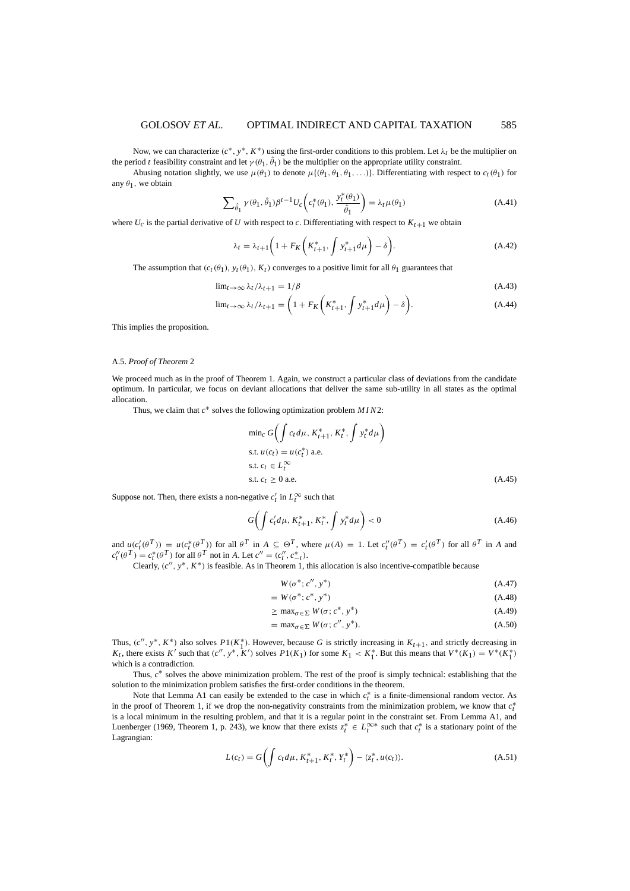Now, we can characterize $(c^*, y^*, K^*)$ using the first-order conditions to this problem. Let $\lambda_t$ be the multiplier on the period $t$ feasibility constraint and let $\gamma(\theta_1, \hat{\theta}_1)$ be the multiplier on the appropriate utility constraint.

Abusing notation slightly, we use $\mu(\theta_1)$ to denote $\mu\{(\theta_1, \theta_1, \theta_1, \ldots)\}$. Differentiating with respect to $c_t(\theta_1)$ for any $\theta_1$, we obtain

$$\sum_{\hat{\theta}_1} \gamma(\theta_1, \hat{\theta}_1)\beta^{t-1} U_c\left(c_t^*(\theta_1), \frac{y_t^*(\theta_1)}{\hat{\theta}_1}\right) = \lambda_t \mu(\theta_1) \tag{A.41}$$

where $U_c$ is the partial derivative of $U$ with respect to $c$. Differentiating with respect to $K_{t+1}$ we obtain

$$\lambda_t = \lambda_{t+1}\left(1 + F_K\left(K_{t+1}^*, \int y_{t+1}^* d\mu\right) - \delta\right). \tag{A.42}$$

The assumption that $(c_t(\theta_1), y_t(\theta_1), K_t)$ converges to a positive limit for all $\theta_1$ guarantees that

$$\lim_{t\to\infty} \lambda_t / \lambda_{t+1} = 1/\beta \tag{A.43}$$

$$\lim_{t\to\infty} \lambda_t / \lambda_{t+1} = \left(1 + F_K\left(K_{t+1}^*, \int y_{t+1}^* d\mu\right) - \delta\right). \tag{A.44}$$

This implies the proposition.

### A.5. *Proof of Theorem* 2

We proceed much as in the proof of Theorem 1. Again, we construct a particular class of deviations from the candidate optimum. In particular, we focus on deviant allocations that deliver the same sub-utility in all states as the optimal allocation.

Thus, we claim that $c^*$ solves the following optimization problem $MIN2$:

$$\begin{aligned}
&\min_c G\left(\int c_t d\mu, K_{t+1}^*, K_t^*, \int y_t^* d\mu\right) \\
&\text{s.t. } u(c_t) = u(c_t^*) \text{ a.e.} \\
&\text{s.t. } c_t \in L_t^\infty \\
&\text{s.t. } c_t \geq 0 \text{ a.e.}
\end{aligned} \tag{A.45}$$

Suppose not. Then, there exists a non-negative $c_t'$ in $L_t^\infty$ such that

$$G\left(\int c_t' d\mu, K_{t+1}^*, K_t^*, \int y_t^* d\mu\right) < 0 \tag{A.46}$$

and $u(c_t'(\theta^T)) = u(c_t^*(\theta^T))$ for all $\theta^T$ in $A \subseteq \Theta^T$, where $\mu(A) = 1$. Let $c_t''(\theta^T) = c_t'(\theta^T)$ for all $\theta^T$ in $A$ and $c_t''(\theta^T) = c_t^*(\theta^T)$ for all $\theta^T$ not in $A$. Let $c'' = (c_t'', c_{-t}^*)$.

Clearly, $(c'', y^*, K^*)$ is feasible. As in Theorem 1, this allocation is also incentive-compatible because

$$\begin{aligned}
&W(\sigma^*; c'', y^*) &\text{(A.47)}\\
&= W(\sigma^*; c^*, y^*) &\text{(A.48)}\\
&\geq \max_{\sigma\in\Sigma} W(\sigma; c^*, y^*) &\text{(A.49)}\\
&= \max_{\sigma\in\Sigma} W(\sigma; c'', y^*). &\text{(A.50)}
\end{aligned}$$

Thus, $(c'', y^*, K^*)$ also solves $P1(K_1^*)$. However, because $G$ is strictly increasing in $K_{t+1}$, and strictly decreasing in $K_t$, there exists $K'$ such that $(c'', y^*, K')$ solves $P1(K_1)$ for some $K_1 < K_1^*$. But this means that $V^*(K_1) = V^*(K_1^*)$ which is a contradiction.

Thus, $c^*$ solves the above minimization problem. The rest of the proof is simply technical: establishing that the solution to the minimization problem satisfies the first-order conditions in the theorem.

Note that Lemma A1 can easily be extended to the case in which $c_t^*$ is a finite-dimensional random vector. As in the proof of Theorem 1, if we drop the non-negativity constraints from the minimization problem, we know that $c_t^*$ is a local minimum in the resulting problem, and that it is a regular point in the constraint set. From Lemma A1, and Luenberger (1969, Theorem 1, p. 243), we know that there exists $z_t^* \in L_t^{\infty *}$ such that $c_t^*$ is a stationary point of the Lagrangian:

$$L(c_t) = G\left(\int c_t d\mu, K_{t+1}^*, K_t^*, Y_t^*\right) - \langle z_t^*, u(c_t)\rangle. \tag{A.51}$$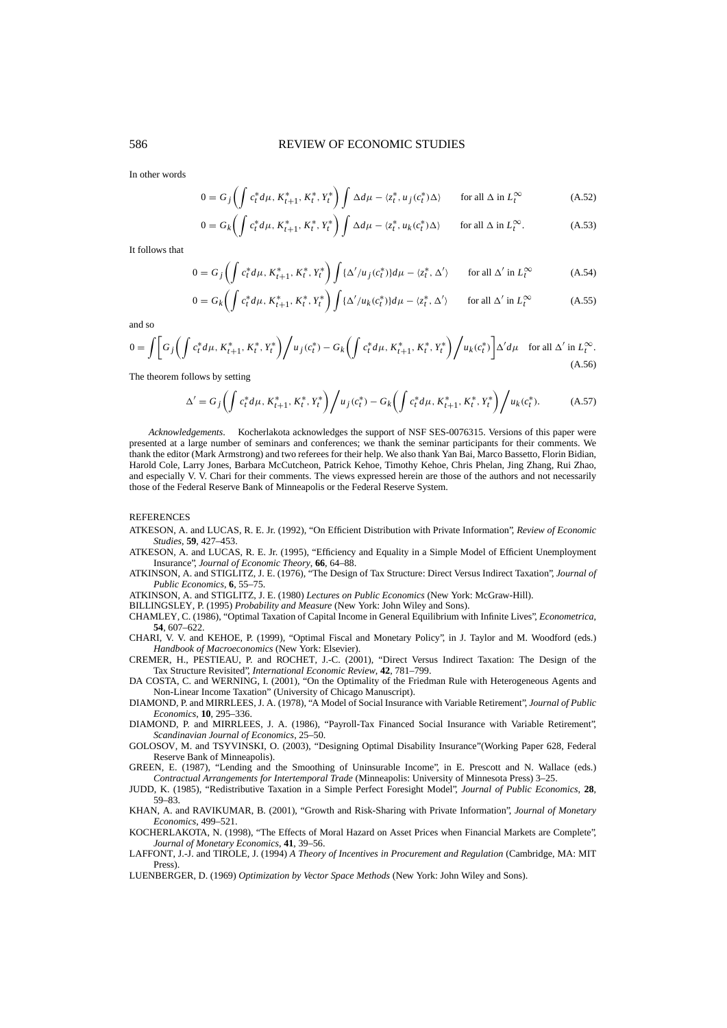In other words

$$0 = G_j\left(\int c_t^* d\mu, K_{t+1}^*, K_t^*, Y_t^*\right)\int \Delta d\mu - \langle z_t^*, u_j(c_t^*)\Delta\rangle \qquad \text{for all } \Delta \text{ in } L_t^\infty \tag{A.52}$$

$$0 = G_k\left(\int c_t^* d\mu, K_{t+1}^*, K_t^*, Y_t^*\right)\int \Delta d\mu - \langle z_t^*, u_k(c_t^*)\Delta\rangle \qquad \text{for all } \Delta \text{ in } L_t^\infty. \tag{A.53}$$

It follows that

$$0 = G_j\left(\int c_t^* d\mu, K_{t+1}^*, K_t^*, Y_t^*\right)\int \{\Delta'/u_j(c_t^*)\} d\mu - \langle z_t^*, \Delta'\rangle \qquad \text{for all } \Delta' \text{ in } L_t^\infty \tag{A.54}$$

$$0 = G_k\left(\int c_t^* d\mu, K_{t+1}^*, K_t^*, Y_t^*\right)\int \{\Delta'/u_k(c_t^*)\} d\mu - \langle z_t^*, \Delta'\rangle \qquad \text{for all } \Delta' \text{ in } L_t^\infty \tag{A.55}$$

and so

$$0 = \int\left[G_j\left(\int c_t^* d\mu, K_{t+1}^*, K_t^*, Y_t^*\right)\bigg/ u_j(c_t^*) - G_k\left(\int c_t^* d\mu, K_{t+1}^*, K_t^*, Y_t^*\right)\bigg/ u_k(c_t^*)\right]\Delta' d\mu \quad \text{for all } \Delta' \text{ in } L_t^\infty. \tag{A.56}$$

The theorem follows by setting

$$\Delta' = G_j\left(\int c_t^* d\mu, K_{t+1}^*, K_t^*, Y_t^*\right)\bigg/ u_j(c_t^*) - G_k\left(\int c_t^* d\mu, K_{t+1}^*, K_t^*, Y_t^*\right)\bigg/ u_k(c_t^*). \tag{A.57}$$

*Acknowledgements*. Kocherlakota acknowledges the support of NSF SES-0076315. Versions of this paper were presented at a large number of seminars and conferences; we thank the seminar participants for their comments. We thank the editor (Mark Armstrong) and two referees for their help. We also thank Yan Bai, Marco Bassetto, Florin Bidian, Harold Cole, Larry Jones, Barbara McCutcheon, Patrick Kehoe, Timothy Kehoe, Chris Phelan, Jing Zhang, Rui Zhao, and especially V. V. Chari for their comments. The views expressed herein are those of the authors and not necessarily those of the Federal Reserve Bank of Minneapolis or the Federal Reserve System.

REFERENCES

ATKESON, A. and LUCAS, R. E. Jr. (1992), "On Efficient Distribution with Private Information", *Review of Economic Studies*, **59**, 427–453.

ATKESON, A. and LUCAS, R. E. Jr. (1995), "Efficiency and Equality in a Simple Model of Efficient Unemployment Insurance", *Journal of Economic Theory*, **66**, 64–88.

ATKINSON, A. and STIGLITZ, J. E. (1976), "The Design of Tax Structure: Direct Versus Indirect Taxation", *Journal of Public Economics*, **6**, 55–75.

ATKINSON, A. and STIGLITZ, J. E. (1980) *Lectures on Public Economics* (New York: McGraw-Hill).

BILLINGSLEY, P. (1995) *Probability and Measure* (New York: John Wiley and Sons).

CHAMLEY, C. (1986), "Optimal Taxation of Capital Income in General Equilibrium with Infinite Lives", *Econometrica*, **54**, 607–622.

CHARI, V. V. and KEHOE, P. (1999), "Optimal Fiscal and Monetary Policy", in J. Taylor and M. Woodford (eds.) *Handbook of Macroeconomics* (New York: Elsevier).

CREMER, H., PESTIEAU, P. and ROCHET, J.-C. (2001), "Direct Versus Indirect Taxation: The Design of the Tax Structure Revisited", *International Economic Review*, **42**, 781–799.

DA COSTA, C. and WERNING, I. (2001), "On the Optimality of the Friedman Rule with Heterogeneous Agents and Non-Linear Income Taxation" (University of Chicago Manuscript).

DIAMOND, P. and MIRRLEES, J. A. (1978), "A Model of Social Insurance with Variable Retirement", *Journal of Public Economics*, **10**, 295–336.

DIAMOND, P. and MIRRLEES, J. A. (1986), "Payroll-Tax Financed Social Insurance with Variable Retirement", *Scandinavian Journal of Economics*, 25–50.

GOLOSOV, M. and TSYVINSKI, O. (2003), "Designing Optimal Disability Insurance"(Working Paper 628, Federal Reserve Bank of Minneapolis).

GREEN, E. (1987), "Lending and the Smoothing of Uninsurable Income", in E. Prescott and N. Wallace (eds.) *Contractual Arrangements for Intertemporal Trade* (Minneapolis: University of Minnesota Press) 3–25.

JUDD, K. (1985), "Redistributive Taxation in a Simple Perfect Foresight Model", *Journal of Public Economics*, **28**, 59–83.

KHAN, A. and RAVIKUMAR, B. (2001), "Growth and Risk-Sharing with Private Information", *Journal of Monetary Economics*, 499–521.

KOCHERLAKOTA, N. (1998), "The Effects of Moral Hazard on Asset Prices when Financial Markets are Complete", *Journal of Monetary Economics*, **41**, 39–56.

LAFFONT, J.-J. and TIROLE, J. (1994) *A Theory of Incentives in Procurement and Regulation* (Cambridge, MA: MIT Press).

LUENBERGER, D. (1969) *Optimization by Vector Space Methods* (New York: John Wiley and Sons).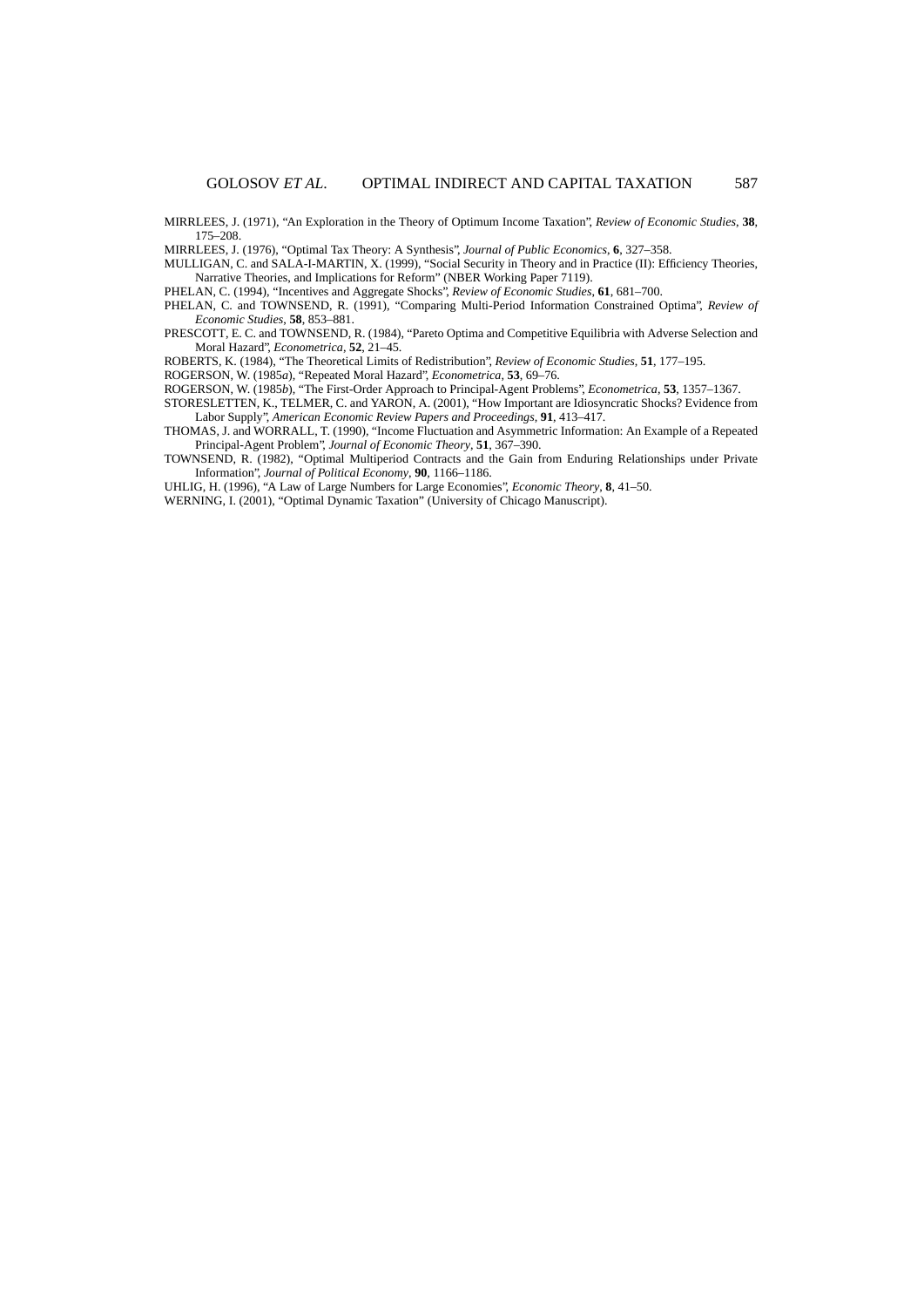MIRRLEES, J. (1971), "An Exploration in the Theory of Optimum Income Taxation", *Review of Economic Studies*, **38**, 175–208.

MIRRLEES, J. (1976), "Optimal Tax Theory: A Synthesis", *Journal of Public Economics*, **6**, 327–358.

MULLIGAN, C. and SALA-I-MARTIN, X. (1999), "Social Security in Theory and in Practice (II): Efficiency Theories, Narrative Theories, and Implications for Reform" (NBER Working Paper 7119).

PHELAN, C. (1994), "Incentives and Aggregate Shocks", *Review of Economic Studies*, **61**, 681–700.

PHELAN, C. and TOWNSEND, R. (1991), "Comparing Multi-Period Information Constrained Optima", *Review of Economic Studies*, **58**, 853–881.

PRESCOTT, E. C. and TOWNSEND, R. (1984), "Pareto Optima and Competitive Equilibria with Adverse Selection and Moral Hazard", *Econometrica*, **52**, 21–45.

ROBERTS, K. (1984), "The Theoretical Limits of Redistribution", *Review of Economic Studies*, **51**, 177–195.

ROGERSON, W. (1985*a*), "Repeated Moral Hazard", *Econometrica*, **53**, 69–76.

ROGERSON, W. (1985*b*), "The First-Order Approach to Principal-Agent Problems", *Econometrica*, **53**, 1357–1367.

STORESLETTEN, K., TELMER, C. and YARON, A. (2001), "How Important are Idiosyncratic Shocks? Evidence from Labor Supply", *American Economic Review Papers and Proceedings*, **91**, 413–417.

THOMAS, J. and WORRALL, T. (1990), "Income Fluctuation and Asymmetric Information: An Example of a Repeated Principal-Agent Problem", *Journal of Economic Theory*, **51**, 367–390.

TOWNSEND, R. (1982), "Optimal Multiperiod Contracts and the Gain from Enduring Relationships under Private Information", *Journal of Political Economy*, **90**, 1166–1186.

UHLIG, H. (1996), "A Law of Large Numbers for Large Economies", *Economic Theory*, **8**, 41–50.

WERNING, I. (2001), "Optimal Dynamic Taxation" (University of Chicago Manuscript).